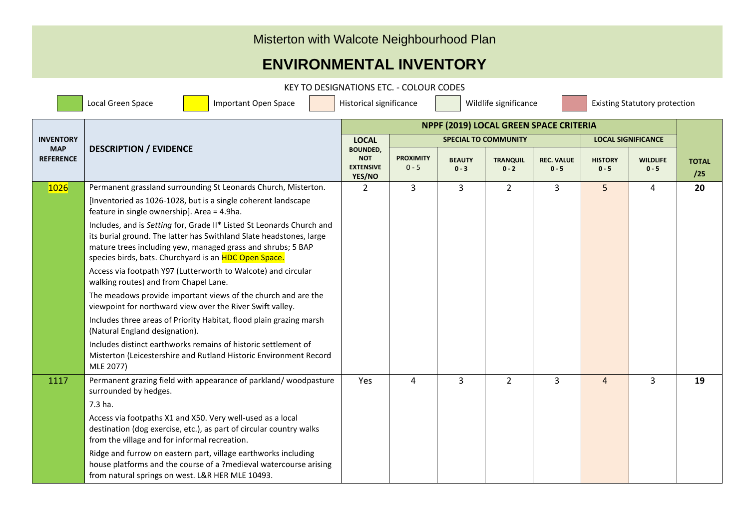Misterton with Walcote Neighbourhood Plan

# ENVIRONMENTAL INVENTORY

KEY TO DESIGNATIONS ETC. - COLOUR CODES

Local Green Space | Important Open Space | Historical significance | Wildlife significance | Existing Statutory protection

| INVENTORY MAP REFERENCE | DESCRIPTION / EVIDENCE | NPPF (2019) LOCAL GREEN SPACE CRITERIA | | | | | | | TOTAL /25 |
|---|---|---|---|---|---|---|---|---|---|
| | | LOCAL | SPECIAL TO COMMUNITY | | | | LOCAL SIGNIFICANCE | | |
| | | BOUNDED, NOT EXTENSIVE YES/NO | PROXIMITY 0 - 5 | BEAUTY 0 - 3 | TRANQUIL 0 - 2 | REC. VALUE 0 - 5 | HISTORY 0 - 5 | WILDLIFE 0 - 5 | |
| 1026 | Permanent grassland surrounding St Leonards Church, Misterton.<br><br>[Inventoried as 1026-1028, but is a single coherent landscape feature in single ownership]. Area = 4.9ha.<br><br>Includes, and is *Setting* for, Grade II* Listed St Leonards Church and its burial ground. The latter has Swithland Slate headstones, large mature trees including yew, managed grass and shrubs; 5 BAP species birds, bats. Churchyard is an HDC Open Space.<br><br>Access via footpath Y97 (Lutterworth to Walcote) and circular walking routes) and from Chapel Lane.<br><br>The meadows provide important views of the church and are the viewpoint for northward view over the River Swift valley.<br><br>Includes three areas of Priority Habitat, flood plain grazing marsh (Natural England designation).<br><br>Includes distinct earthworks remains of historic settlement of Misterton (Leicestershire and Rutland Historic Environment Record MLE 2077) | 2 | 3 | 3 | 2 | 3 | 5 | 4 | **20** |
| 1117 | Permanent grazing field with appearance of parkland/ woodpasture surrounded by hedges.<br><br>7.3 ha.<br><br>Access via footpaths X1 and X50. Very well-used as a local destination (dog exercise, etc.), as part of circular country walks from the village and for informal recreation.<br><br>Ridge and furrow on eastern part, village earthworks including house platforms and the course of a ?medieval watercourse arising from natural springs on west. L&R HER MLE 10493. | Yes | 4 | 3 | 2 | 3 | 4 | 3 | **19** |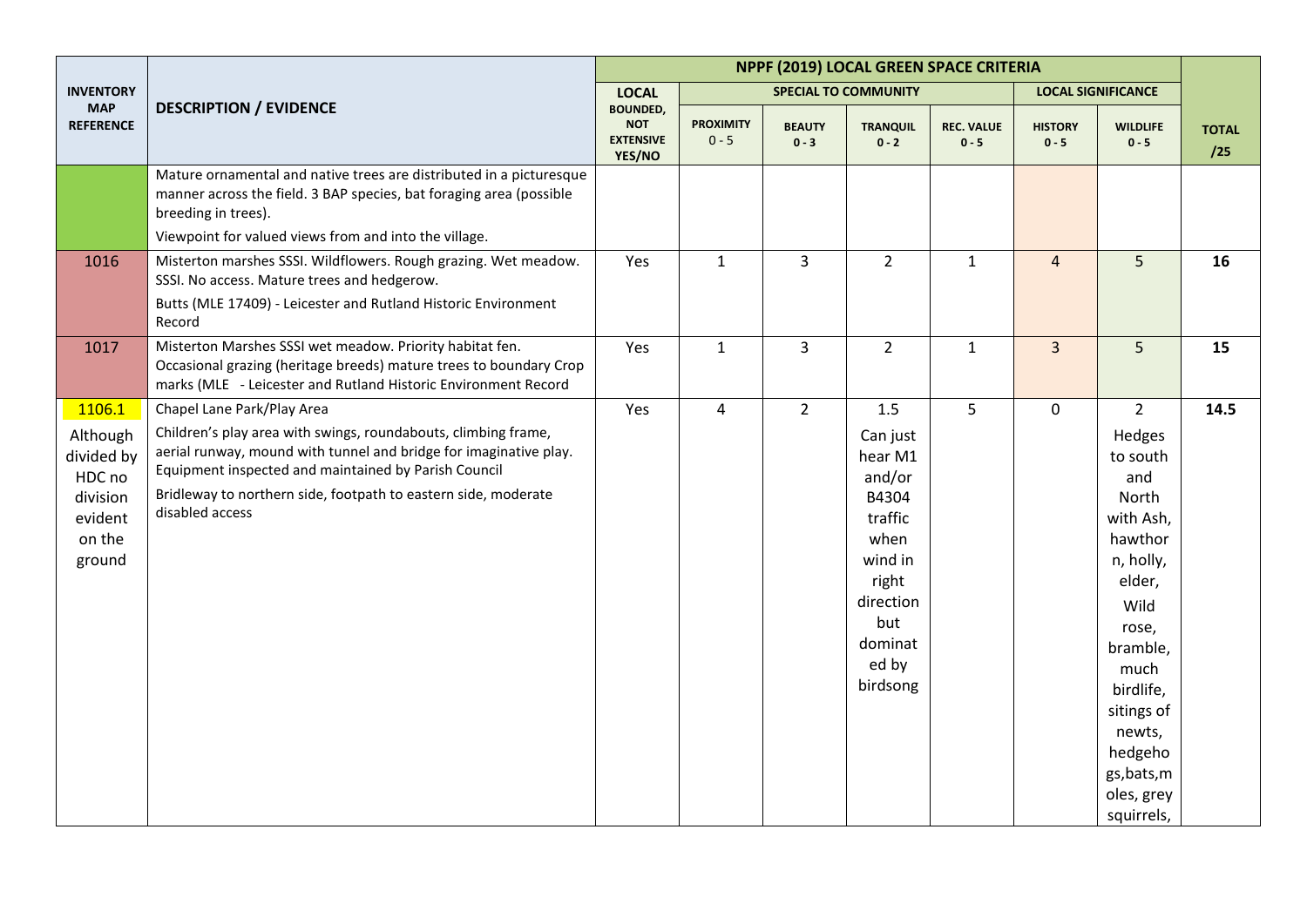| INVENTORY MAP REFERENCE | DESCRIPTION / EVIDENCE | NPPF (2019) LOCAL GREEN SPACE CRITERIA | | | | | | | TOTAL /25 |
|---|---|---|---|---|---|---|---|---|---|
| | | LOCAL | SPECIAL TO COMMUNITY | | | | LOCAL SIGNIFICANCE | | |
| | | BOUNDED, NOT EXTENSIVE YES/NO | PROXIMITY 0 - 5 | BEAUTY 0 - 3 | TRANQUIL 0 - 2 | REC. VALUE 0 - 5 | HISTORY 0 - 5 | WILDLIFE 0 - 5 | |
| | Mature ornamental and native trees are distributed in a picturesque manner across the field. 3 BAP species, bat foraging area (possible breeding in trees). Viewpoint for valued views from and into the village. | | | | | | | | |
| 1016 | Misterton marshes SSSI. Wildflowers. Rough grazing. Wet meadow. SSSI. No access. Mature trees and hedgerow. Butts (MLE 17409) - Leicester and Rutland Historic Environment Record | Yes | 1 | 3 | 2 | 1 | 4 | 5 | **16** |
| 1017 | Misterton Marshes SSSI wet meadow. Priority habitat fen. Occasional grazing (heritage breeds) mature trees to boundary Crop marks (MLE - Leicester and Rutland Historic Environment Record | Yes | 1 | 3 | 2 | 1 | 3 | 5 | **15** |
| 1106.1 Although divided by HDC no division evident on the ground | Chapel Lane Park/Play Area Children's play area with swings, roundabouts, climbing frame, aerial runway, mound with tunnel and bridge for imaginative play. Equipment inspected and maintained by Parish Council Bridleway to northern side, footpath to eastern side, moderate disabled access | Yes | 4 | 2 | 1.5 Can just hear M1 and/or B4304 traffic when wind in right direction but dominated by birdsong | 5 | 0 | 2 Hedges to south and North with Ash, hawthorn, holly, elder, Wild rose, bramble, much birdlife, sitings of newts, hedgehogs,bats,moles, grey squirrels, | **14.5** |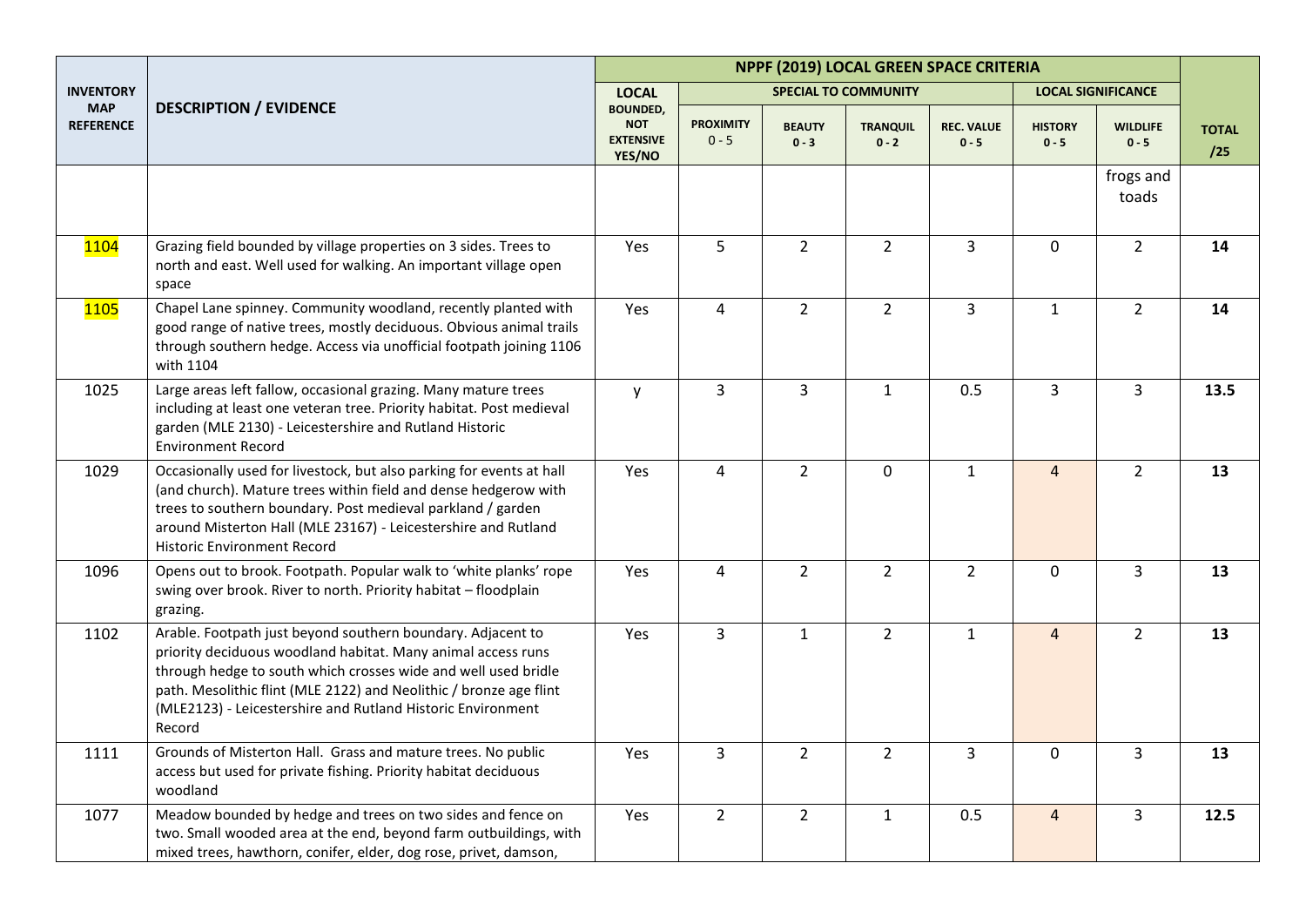| INVENTORY MAP REFERENCE | DESCRIPTION / EVIDENCE | NPPF (2019) LOCAL GREEN SPACE CRITERIA | | | | | | | TOTAL /25 |
|---|---|---|---|---|---|---|---|---|---|
| | | LOCAL | SPECIAL TO COMMUNITY | | | | LOCAL SIGNIFICANCE | | |
| | | BOUNDED, NOT EXTENSIVE YES/NO | PROXIMITY 0 - 5 | BEAUTY 0 - 3 | TRANQUIL 0 - 2 | REC. VALUE 0 - 5 | HISTORY 0 - 5 | WILDLIFE 0 - 5 | |
| | | | | | | | | frogs and toads | |
| 1104 | Grazing field bounded by village properties on 3 sides. Trees to north and east. Well used for walking. An important village open space | Yes | 5 | 2 | 2 | 3 | 0 | 2 | **14** |
| 1105 | Chapel Lane spinney. Community woodland, recently planted with good range of native trees, mostly deciduous. Obvious animal trails through southern hedge. Access via unofficial footpath joining 1106 with 1104 | Yes | 4 | 2 | 2 | 3 | 1 | 2 | **14** |
| 1025 | Large areas left fallow, occasional grazing. Many mature trees including at least one veteran tree. Priority habitat. Post medieval garden (MLE 2130) - Leicestershire and Rutland Historic Environment Record | y | 3 | 3 | 1 | 0.5 | 3 | 3 | **13.5** |
| 1029 | Occasionally used for livestock, but also parking for events at hall (and church). Mature trees within field and dense hedgerow with trees to southern boundary. Post medieval parkland / garden around Misterton Hall (MLE 23167) - Leicestershire and Rutland Historic Environment Record | Yes | 4 | 2 | 0 | 1 | 4 | 2 | **13** |
| 1096 | Opens out to brook. Footpath. Popular walk to 'white planks' rope swing over brook. River to north. Priority habitat – floodplain grazing. | Yes | 4 | 2 | 2 | 2 | 0 | 3 | **13** |
| 1102 | Arable. Footpath just beyond southern boundary. Adjacent to priority deciduous woodland habitat. Many animal access runs through hedge to south which crosses wide and well used bridle path. Mesolithic flint (MLE 2122) and Neolithic / bronze age flint (MLE2123) - Leicestershire and Rutland Historic Environment Record | Yes | 3 | 1 | 2 | 1 | 4 | 2 | **13** |
| 1111 | Grounds of Misterton Hall. Grass and mature trees. No public access but used for private fishing. Priority habitat deciduous woodland | Yes | 3 | 2 | 2 | 3 | 0 | 3 | **13** |
| 1077 | Meadow bounded by hedge and trees on two sides and fence on two. Small wooded area at the end, beyond farm outbuildings, with mixed trees, hawthorn, conifer, elder, dog rose, privet, damson, | Yes | 2 | 2 | 1 | 0.5 | 4 | 3 | **12.5** |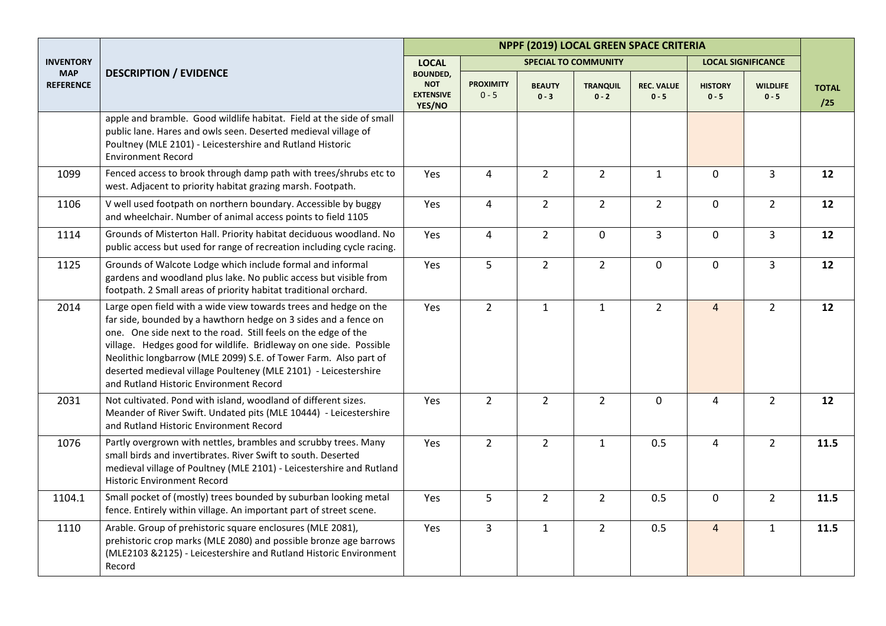| INVENTORY MAP REFERENCE | DESCRIPTION / EVIDENCE | NPPF (2019) LOCAL GREEN SPACE CRITERIA | | | | | | | |
|---|---|---|---|---|---|---|---|---|---|
| | | LOCAL | SPECIAL TO COMMUNITY | | | | LOCAL SIGNIFICANCE | | |
| | | BOUNDED, NOT EXTENSIVE YES/NO | PROXIMITY 0 - 5 | BEAUTY 0 - 3 | TRANQUIL 0 - 2 | REC. VALUE 0 - 5 | HISTORY 0 - 5 | WILDLIFE 0 - 5 | TOTAL /25 |
| | apple and bramble. Good wildlife habitat. Field at the side of small public lane. Hares and owls seen. Deserted medieval village of Poultney (MLE 2101) - Leicestershire and Rutland Historic Environment Record | | | | | | | | |
| 1099 | Fenced access to brook through damp path with trees/shrubs etc to west. Adjacent to priority habitat grazing marsh. Footpath. | Yes | 4 | 2 | 2 | 1 | 0 | 3 | **12** |
| 1106 | V well used footpath on northern boundary. Accessible by buggy and wheelchair. Number of animal access points to field 1105 | Yes | 4 | 2 | 2 | 2 | 0 | 2 | **12** |
| 1114 | Grounds of Misterton Hall. Priority habitat deciduous woodland. No public access but used for range of recreation including cycle racing. | Yes | 4 | 2 | 0 | 3 | 0 | 3 | **12** |
| 1125 | Grounds of Walcote Lodge which include formal and informal gardens and woodland plus lake. No public access but visible from footpath. 2 Small areas of priority habitat traditional orchard. | Yes | 5 | 2 | 2 | 0 | 0 | 3 | **12** |
| 2014 | Large open field with a wide view towards trees and hedge on the far side, bounded by a hawthorn hedge on 3 sides and a fence on one. One side next to the road. Still feels on the edge of the village. Hedges good for wildlife. Bridleway on one side. Possible Neolithic longbarrow (MLE 2099) S.E. of Tower Farm. Also part of deserted medieval village Poulteney (MLE 2101) - Leicestershire and Rutland Historic Environment Record | Yes | 2 | 1 | 1 | 2 | 4 | 2 | **12** |
| 2031 | Not cultivated. Pond with island, woodland of different sizes. Meander of River Swift. Undated pits (MLE 10444) - Leicestershire and Rutland Historic Environment Record | Yes | 2 | 2 | 2 | 0 | 4 | 2 | **12** |
| 1076 | Partly overgrown with nettles, brambles and scrubby trees. Many small birds and invertibrates. River Swift to south. Deserted medieval village of Poultney (MLE 2101) - Leicestershire and Rutland Historic Environment Record | Yes | 2 | 2 | 1 | 0.5 | 4 | 2 | **11.5** |
| 1104.1 | Small pocket of (mostly) trees bounded by suburban looking metal fence. Entirely within village. An important part of street scene. | Yes | 5 | 2 | 2 | 0.5 | 0 | 2 | **11.5** |
| 1110 | Arable. Group of prehistoric square enclosures (MLE 2081), prehistoric crop marks (MLE 2080) and possible bronze age barrows (MLE2103 &2125) - Leicestershire and Rutland Historic Environment Record | Yes | 3 | 1 | 2 | 0.5 | 4 | 1 | **11.5** |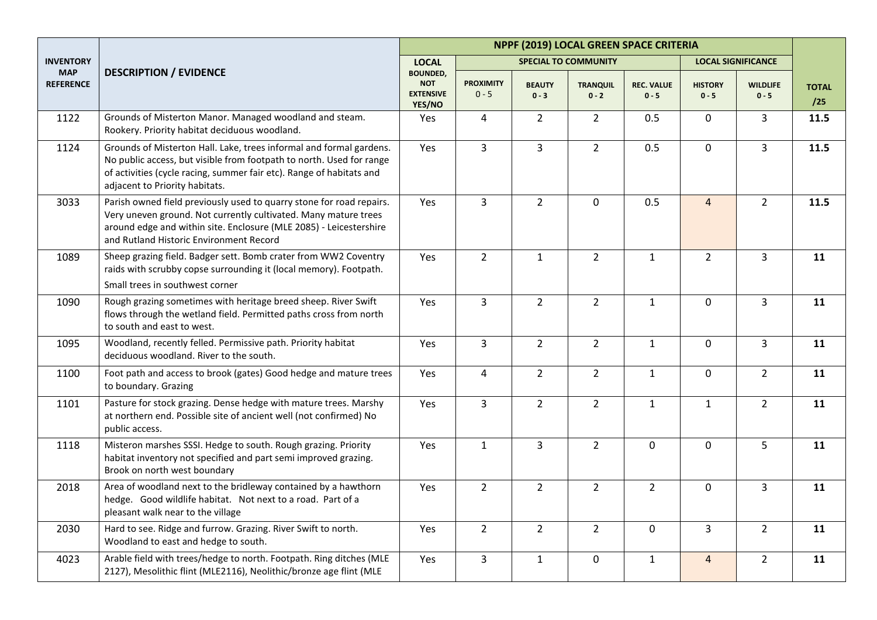| INVENTORY MAP REFERENCE | DESCRIPTION / EVIDENCE | NPPF (2019) LOCAL GREEN SPACE CRITERIA | | | | | | | |
|---|---|---|---|---|---|---|---|---|---|
| | | LOCAL | SPECIAL TO COMMUNITY | | | | LOCAL SIGNIFICANCE | | |
| | | BOUNDED, NOT EXTENSIVE YES/NO | PROXIMITY 0 - 5 | BEAUTY 0 - 3 | TRANQUIL 0 - 2 | REC. VALUE 0 - 5 | HISTORY 0 - 5 | WILDLIFE 0 - 5 | TOTAL /25 |
| 1122 | Grounds of Misterton Manor. Managed woodland and steam. Rookery. Priority habitat deciduous woodland. | Yes | 4 | 2 | 2 | 0.5 | 0 | 3 | **11.5** |
| 1124 | Grounds of Misterton Hall. Lake, trees informal and formal gardens. No public access, but visible from footpath to north. Used for range of activities (cycle racing, summer fair etc). Range of habitats and adjacent to Priority habitats. | Yes | 3 | 3 | 2 | 0.5 | 0 | 3 | **11.5** |
| 3033 | Parish owned field previously used to quarry stone for road repairs. Very uneven ground. Not currently cultivated. Many mature trees around edge and within site. Enclosure (MLE 2085) - Leicestershire and Rutland Historic Environment Record | Yes | 3 | 2 | 0 | 0.5 | 4 | 2 | **11.5** |
| 1089 | Sheep grazing field. Badger sett. Bomb crater from WW2 Coventry raids with scrubby copse surrounding it (local memory). Footpath. Small trees in southwest corner | Yes | 2 | 1 | 2 | 1 | 2 | 3 | **11** |
| 1090 | Rough grazing sometimes with heritage breed sheep. River Swift flows through the wetland field. Permitted paths cross from north to south and east to west. | Yes | 3 | 2 | 2 | 1 | 0 | 3 | **11** |
| 1095 | Woodland, recently felled. Permissive path. Priority habitat deciduous woodland. River to the south. | Yes | 3 | 2 | 2 | 1 | 0 | 3 | **11** |
| 1100 | Foot path and access to brook (gates) Good hedge and mature trees to boundary. Grazing | Yes | 4 | 2 | 2 | 1 | 0 | 2 | **11** |
| 1101 | Pasture for stock grazing. Dense hedge with mature trees. Marshy at northern end. Possible site of ancient well (not confirmed) No public access. | Yes | 3 | 2 | 2 | 1 | 1 | 2 | **11** |
| 1118 | Misteron marshes SSSI. Hedge to south. Rough grazing. Priority habitat inventory not specified and part semi improved grazing. Brook on north west boundary | Yes | 1 | 3 | 2 | 0 | 0 | 5 | **11** |
| 2018 | Area of woodland next to the bridleway contained by a hawthorn hedge. Good wildlife habitat. Not next to a road. Part of a pleasant walk near to the village | Yes | 2 | 2 | 2 | 2 | 0 | 3 | **11** |
| 2030 | Hard to see. Ridge and furrow. River Swift to north. Woodland to east and hedge to south. | Yes | 2 | 2 | 2 | 0 | 3 | 2 | **11** |
| 4023 | Arable field with trees/hedge to north. Footpath. Ring ditches (MLE 2127), Mesolithic flint (MLE2116), Neolithic/bronze age flint (MLE | Yes | 3 | 1 | 0 | 1 | 4 | 2 | **11** |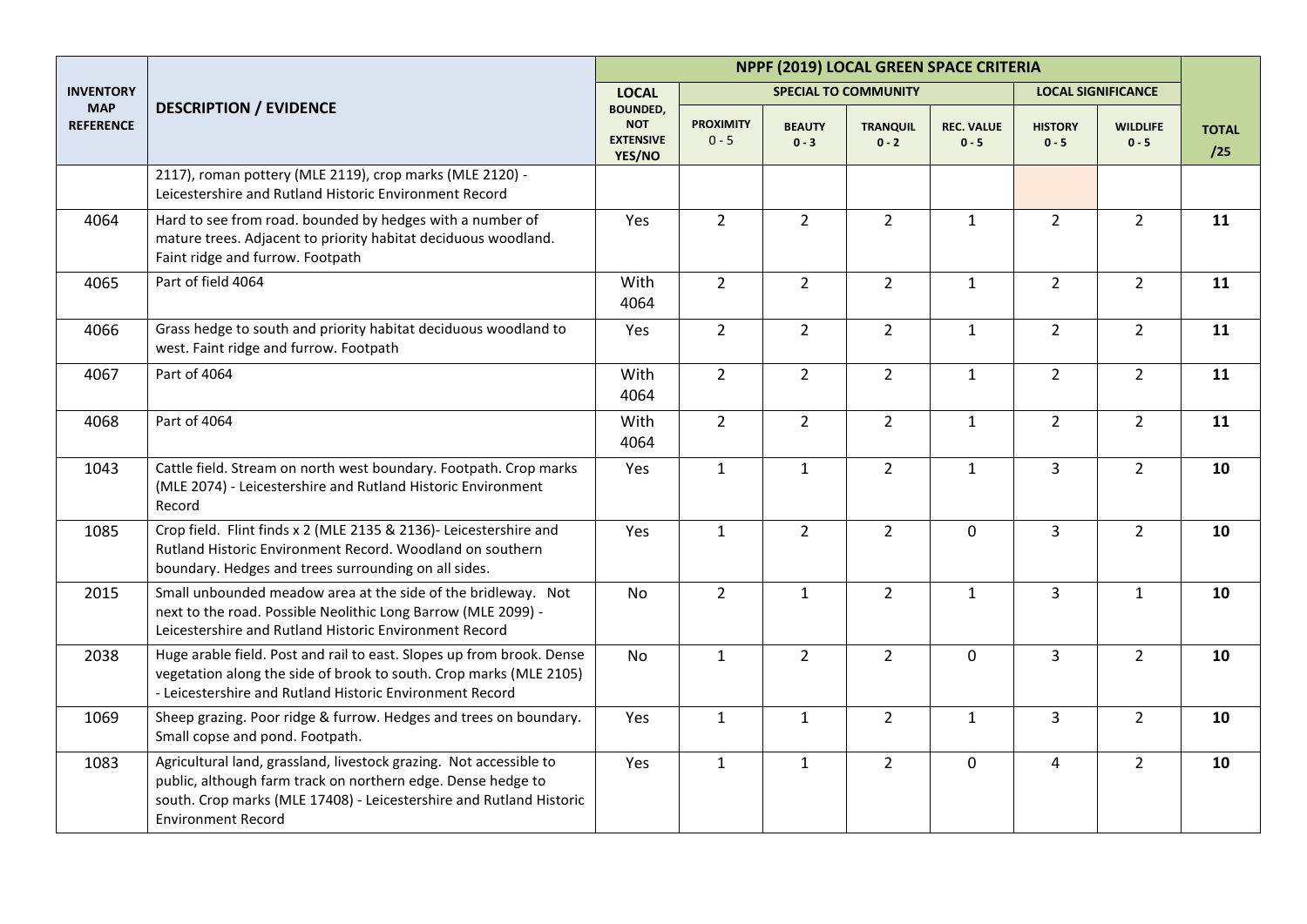| INVENTORY MAP REFERENCE | DESCRIPTION / EVIDENCE | NPPF (2019) LOCAL GREEN SPACE CRITERIA | | | | | | | |
|---|---|---|---|---|---|---|---|---|---|
| | | LOCAL | SPECIAL TO COMMUNITY | | | | LOCAL SIGNIFICANCE | | |
| | | BOUNDED, NOT EXTENSIVE YES/NO | PROXIMITY 0 - 5 | BEAUTY 0 - 3 | TRANQUIL 0 - 2 | REC. VALUE 0 - 5 | HISTORY 0 - 5 | WILDLIFE 0 - 5 | TOTAL /25 |
| | 2117), roman pottery (MLE 2119), crop marks (MLE 2120) - Leicestershire and Rutland Historic Environment Record | | | | | | | | |
| 4064 | Hard to see from road. bounded by hedges with a number of mature trees. Adjacent to priority habitat deciduous woodland. Faint ridge and furrow. Footpath | Yes | 2 | 2 | 2 | 1 | 2 | 2 | **11** |
| 4065 | Part of field 4064 | With 4064 | 2 | 2 | 2 | 1 | 2 | 2 | **11** |
| 4066 | Grass hedge to south and priority habitat deciduous woodland to west. Faint ridge and furrow. Footpath | Yes | 2 | 2 | 2 | 1 | 2 | 2 | **11** |
| 4067 | Part of 4064 | With 4064 | 2 | 2 | 2 | 1 | 2 | 2 | **11** |
| 4068 | Part of 4064 | With 4064 | 2 | 2 | 2 | 1 | 2 | 2 | **11** |
| 1043 | Cattle field. Stream on north west boundary. Footpath. Crop marks (MLE 2074) - Leicestershire and Rutland Historic Environment Record | Yes | 1 | 1 | 2 | 1 | 3 | 2 | **10** |
| 1085 | Crop field. Flint finds x 2 (MLE 2135 & 2136)- Leicestershire and Rutland Historic Environment Record. Woodland on southern boundary. Hedges and trees surrounding on all sides. | Yes | 1 | 2 | 2 | 0 | 3 | 2 | **10** |
| 2015 | Small unbounded meadow area at the side of the bridleway. Not next to the road. Possible Neolithic Long Barrow (MLE 2099) - Leicestershire and Rutland Historic Environment Record | No | 2 | 1 | 2 | 1 | 3 | 1 | **10** |
| 2038 | Huge arable field. Post and rail to east. Slopes up from brook. Dense vegetation along the side of brook to south. Crop marks (MLE 2105) - Leicestershire and Rutland Historic Environment Record | No | 1 | 2 | 2 | 0 | 3 | 2 | **10** |
| 1069 | Sheep grazing. Poor ridge & furrow. Hedges and trees on boundary. Small copse and pond. Footpath. | Yes | 1 | 1 | 2 | 1 | 3 | 2 | **10** |
| 1083 | Agricultural land, grassland, livestock grazing. Not accessible to public, although farm track on northern edge. Dense hedge to south. Crop marks (MLE 17408) - Leicestershire and Rutland Historic Environment Record | Yes | 1 | 1 | 2 | 0 | 4 | 2 | **10** |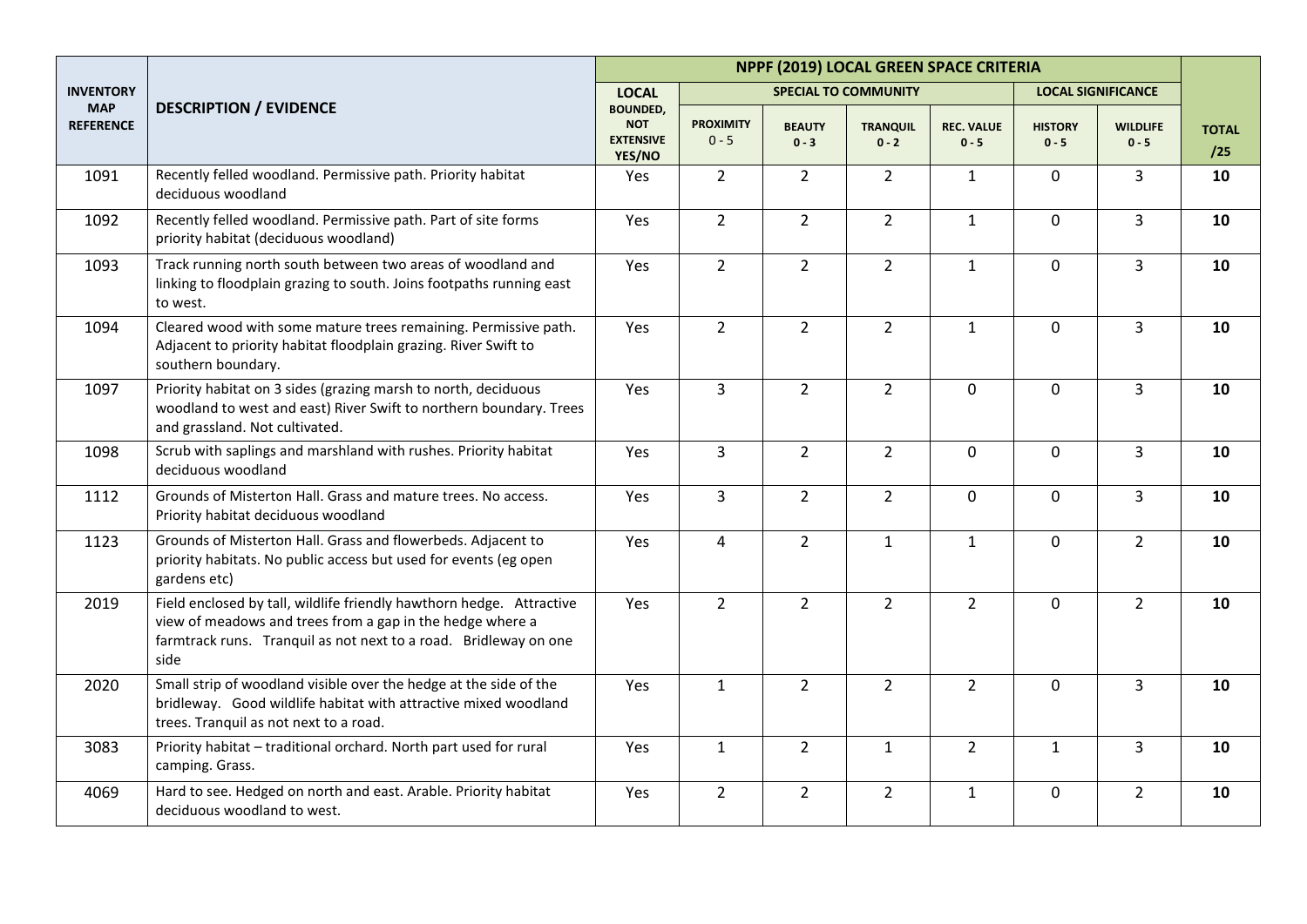| INVENTORY MAP REFERENCE | DESCRIPTION / EVIDENCE | NPPF (2019) LOCAL GREEN SPACE CRITERIA | | | | | | | TOTAL /25 |
|---|---|---|---|---|---|---|---|---|---|
| | | LOCAL | SPECIAL TO COMMUNITY | | | | LOCAL SIGNIFICANCE | | |
| | | BOUNDED, NOT EXTENSIVE YES/NO | PROXIMITY 0 - 5 | BEAUTY 0 - 3 | TRANQUIL 0 - 2 | REC. VALUE 0 - 5 | HISTORY 0 - 5 | WILDLIFE 0 - 5 | |
| 1091 | Recently felled woodland. Permissive path. Priority habitat deciduous woodland | Yes | 2 | 2 | 2 | 1 | 0 | 3 | **10** |
| 1092 | Recently felled woodland. Permissive path. Part of site forms priority habitat (deciduous woodland) | Yes | 2 | 2 | 2 | 1 | 0 | 3 | **10** |
| 1093 | Track running north south between two areas of woodland and linking to floodplain grazing to south. Joins footpaths running east to west. | Yes | 2 | 2 | 2 | 1 | 0 | 3 | **10** |
| 1094 | Cleared wood with some mature trees remaining. Permissive path. Adjacent to priority habitat floodplain grazing. River Swift to southern boundary. | Yes | 2 | 2 | 2 | 1 | 0 | 3 | **10** |
| 1097 | Priority habitat on 3 sides (grazing marsh to north, deciduous woodland to west and east) River Swift to northern boundary. Trees and grassland. Not cultivated. | Yes | 3 | 2 | 2 | 0 | 0 | 3 | **10** |
| 1098 | Scrub with saplings and marshland with rushes. Priority habitat deciduous woodland | Yes | 3 | 2 | 2 | 0 | 0 | 3 | **10** |
| 1112 | Grounds of Misterton Hall. Grass and mature trees. No access. Priority habitat deciduous woodland | Yes | 3 | 2 | 2 | 0 | 0 | 3 | **10** |
| 1123 | Grounds of Misterton Hall. Grass and flowerbeds. Adjacent to priority habitats. No public access but used for events (eg open gardens etc) | Yes | 4 | 2 | 1 | 1 | 0 | 2 | **10** |
| 2019 | Field enclosed by tall, wildlife friendly hawthorn hedge. Attractive view of meadows and trees from a gap in the hedge where a farmtrack runs. Tranquil as not next to a road. Bridleway on one side | Yes | 2 | 2 | 2 | 2 | 0 | 2 | **10** |
| 2020 | Small strip of woodland visible over the hedge at the side of the bridleway. Good wildlife habitat with attractive mixed woodland trees. Tranquil as not next to a road. | Yes | 1 | 2 | 2 | 2 | 0 | 3 | **10** |
| 3083 | Priority habitat – traditional orchard. North part used for rural camping. Grass. | Yes | 1 | 2 | 1 | 2 | 1 | 3 | **10** |
| 4069 | Hard to see. Hedged on north and east. Arable. Priority habitat deciduous woodland to west. | Yes | 2 | 2 | 2 | 1 | 0 | 2 | **10** |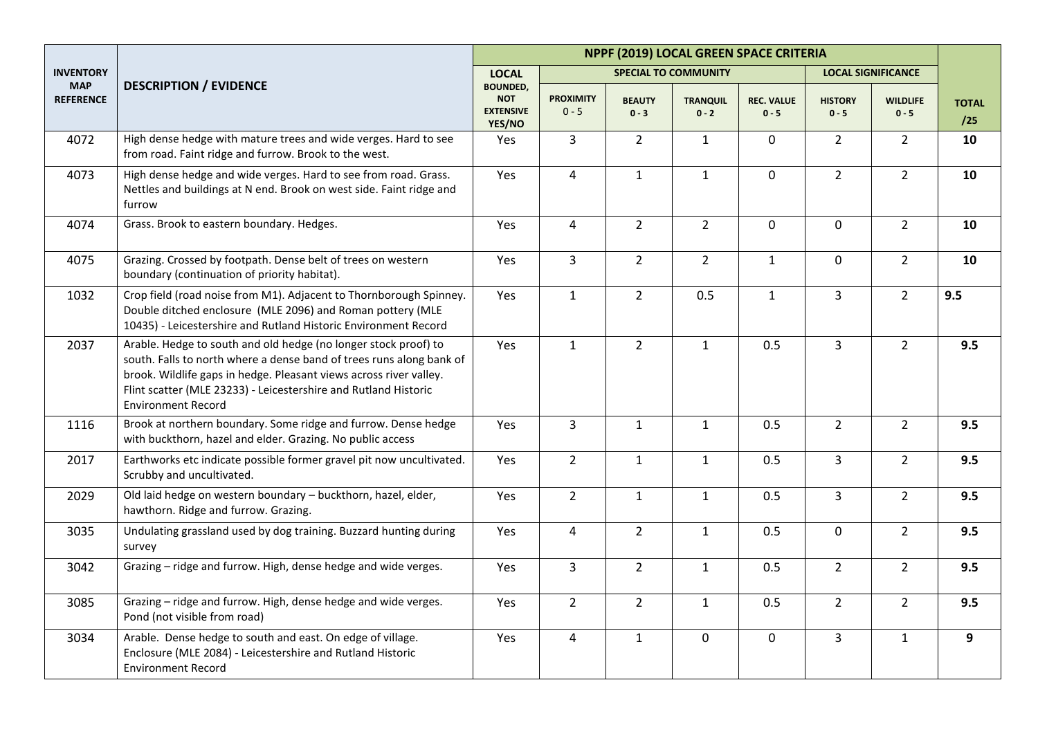| INVENTORY MAP REFERENCE | DESCRIPTION / EVIDENCE | NPPF (2019) LOCAL GREEN SPACE CRITERIA | | | | | | | TOTAL /25 |
|---|---|---|---|---|---|---|---|---|---|
| | | LOCAL | SPECIAL TO COMMUNITY | | | | LOCAL SIGNIFICANCE | | |
| | | BOUNDED, NOT EXTENSIVE YES/NO | PROXIMITY 0 - 5 | BEAUTY 0 - 3 | TRANQUIL 0 - 2 | REC. VALUE 0 - 5 | HISTORY 0 - 5 | WILDLIFE 0 - 5 | |
| 4072 | High dense hedge with mature trees and wide verges. Hard to see from road. Faint ridge and furrow. Brook to the west. | Yes | 3 | 2 | 1 | 0 | 2 | 2 | **10** |
| 4073 | High dense hedge and wide verges. Hard to see from road. Grass. Nettles and buildings at N end. Brook on west side. Faint ridge and furrow | Yes | 4 | 1 | 1 | 0 | 2 | 2 | **10** |
| 4074 | Grass. Brook to eastern boundary. Hedges. | Yes | 4 | 2 | 2 | 0 | 0 | 2 | **10** |
| 4075 | Grazing. Crossed by footpath. Dense belt of trees on western boundary (continuation of priority habitat). | Yes | 3 | 2 | 2 | 1 | 0 | 2 | **10** |
| 1032 | Crop field (road noise from M1). Adjacent to Thornborough Spinney. Double ditched enclosure (MLE 2096) and Roman pottery (MLE 10435) - Leicestershire and Rutland Historic Environment Record | Yes | 1 | 2 | 0.5 | 1 | 3 | 2 | **9.5** |
| 2037 | Arable. Hedge to south and old hedge (no longer stock proof) to south. Falls to north where a dense band of trees runs along bank of brook. Wildlife gaps in hedge. Pleasant views across river valley. Flint scatter (MLE 23233) - Leicestershire and Rutland Historic Environment Record | Yes | 1 | 2 | 1 | 0.5 | 3 | 2 | **9.5** |
| 1116 | Brook at northern boundary. Some ridge and furrow. Dense hedge with buckthorn, hazel and elder. Grazing. No public access | Yes | 3 | 1 | 1 | 0.5 | 2 | 2 | **9.5** |
| 2017 | Earthworks etc indicate possible former gravel pit now uncultivated. Scrubby and uncultivated. | Yes | 2 | 1 | 1 | 0.5 | 3 | 2 | **9.5** |
| 2029 | Old laid hedge on western boundary – buckthorn, hazel, elder, hawthorn. Ridge and furrow. Grazing. | Yes | 2 | 1 | 1 | 0.5 | 3 | 2 | **9.5** |
| 3035 | Undulating grassland used by dog training. Buzzard hunting during survey | Yes | 4 | 2 | 1 | 0.5 | 0 | 2 | **9.5** |
| 3042 | Grazing – ridge and furrow. High, dense hedge and wide verges. | Yes | 3 | 2 | 1 | 0.5 | 2 | 2 | **9.5** |
| 3085 | Grazing – ridge and furrow. High, dense hedge and wide verges. Pond (not visible from road) | Yes | 2 | 2 | 1 | 0.5 | 2 | 2 | **9.5** |
| 3034 | Arable. Dense hedge to south and east. On edge of village. Enclosure (MLE 2084) - Leicestershire and Rutland Historic Environment Record | Yes | 4 | 1 | 0 | 0 | 3 | 1 | **9** |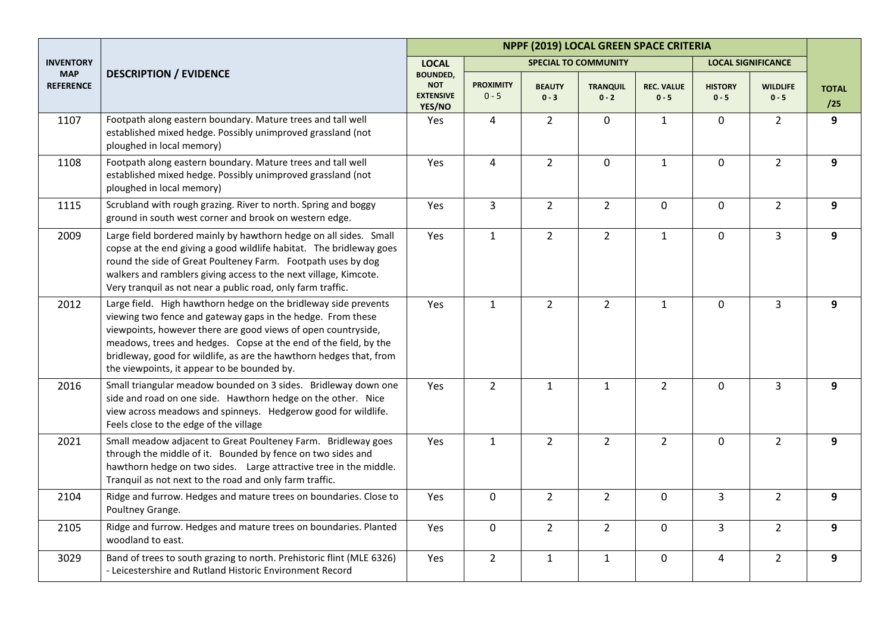| INVENTORY MAP REFERENCE | DESCRIPTION / EVIDENCE | NPPF (2019) LOCAL GREEN SPACE CRITERIA | | | | | | | |
|---|---|---|---|---|---|---|---|---|---|
| | | LOCAL | SPECIAL TO COMMUNITY | | | | LOCAL SIGNIFICANCE | | |
| | | BOUNDED, NOT EXTENSIVE YES/NO | PROXIMITY 0 - 5 | BEAUTY 0 - 3 | TRANQUIL 0 - 2 | REC. VALUE 0 - 5 | HISTORY 0 - 5 | WILDLIFE 0 - 5 | TOTAL /25 |
| 1107 | Footpath along eastern boundary. Mature trees and tall well established mixed hedge. Possibly unimproved grassland (not ploughed in local memory) | Yes | 4 | 2 | 0 | 1 | 0 | 2 | **9** |
| 1108 | Footpath along eastern boundary. Mature trees and tall well established mixed hedge. Possibly unimproved grassland (not ploughed in local memory) | Yes | 4 | 2 | 0 | 1 | 0 | 2 | **9** |
| 1115 | Scrubland with rough grazing. River to north. Spring and boggy ground in south west corner and brook on western edge. | Yes | 3 | 2 | 2 | 0 | 0 | 2 | **9** |
| 2009 | Large field bordered mainly by hawthorn hedge on all sides. Small copse at the end giving a good wildlife habitat. The bridleway goes round the side of Great Poulteney Farm. Footpath uses by dog walkers and ramblers giving access to the next village, Kimcote. Very tranquil as not near a public road, only farm traffic. | Yes | 1 | 2 | 2 | 1 | 0 | 3 | **9** |
| 2012 | Large field. High hawthorn hedge on the bridleway side prevents viewing two fence and gateway gaps in the hedge. From these viewpoints, however there are good views of open countryside, meadows, trees and hedges. Copse at the end of the field, by the bridleway, good for wildlife, as are the hawthorn hedges that, from the viewpoints, it appear to be bounded by. | Yes | 1 | 2 | 2 | 1 | 0 | 3 | **9** |
| 2016 | Small triangular meadow bounded on 3 sides. Bridleway down one side and road on one side. Hawthorn hedge on the other. Nice view across meadows and spinneys. Hedgerow good for wildlife. Feels close to the edge of the village | Yes | 2 | 1 | 1 | 2 | 0 | 3 | **9** |
| 2021 | Small meadow adjacent to Great Poulteney Farm. Bridleway goes through the middle of it. Bounded by fence on two sides and hawthorn hedge on two sides. Large attractive tree in the middle. Tranquil as not next to the road and only farm traffic. | Yes | 1 | 2 | 2 | 2 | 0 | 2 | **9** |
| 2104 | Ridge and furrow. Hedges and mature trees on boundaries. Close to Poultney Grange. | Yes | 0 | 2 | 2 | 0 | 3 | 2 | **9** |
| 2105 | Ridge and furrow. Hedges and mature trees on boundaries. Planted woodland to east. | Yes | 0 | 2 | 2 | 0 | 3 | 2 | **9** |
| 3029 | Band of trees to south grazing to north. Prehistoric flint (MLE 6326) - Leicestershire and Rutland Historic Environment Record | Yes | 2 | 1 | 1 | 0 | 4 | 2 | **9** |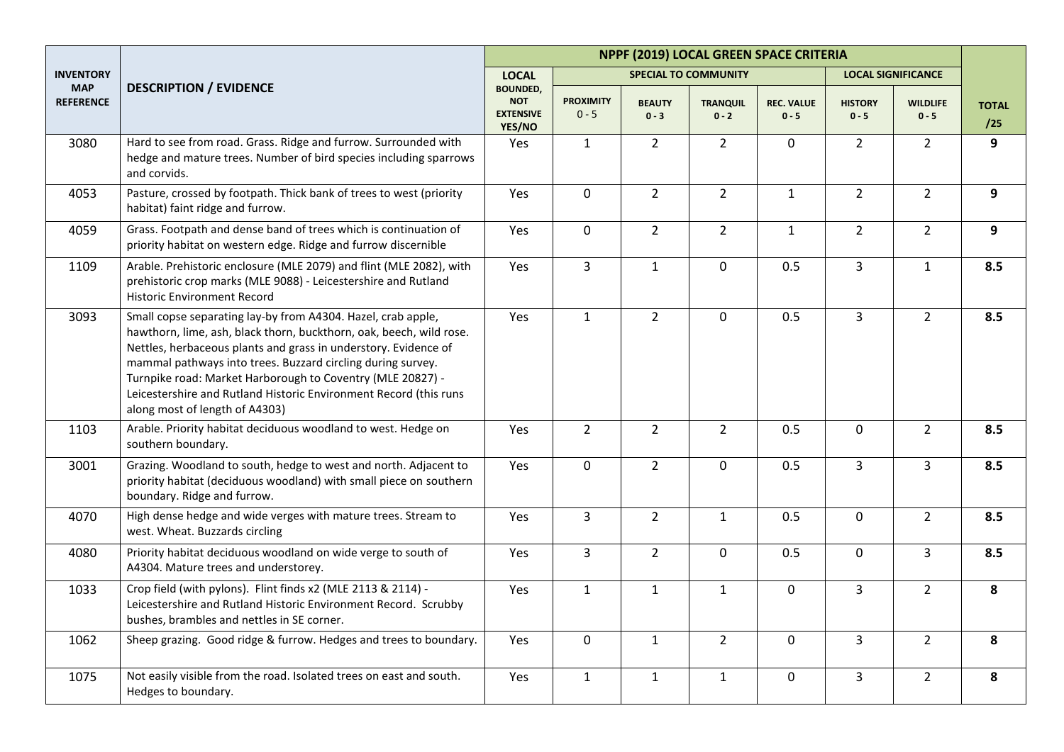| INVENTORY MAP REFERENCE | DESCRIPTION / EVIDENCE | NPPF (2019) LOCAL GREEN SPACE CRITERIA | | | | | | | TOTAL /25 |
|---|---|---|---|---|---|---|---|---|---|
| | | LOCAL | SPECIAL TO COMMUNITY | | | | LOCAL SIGNIFICANCE | | |
| | | BOUNDED, NOT EXTENSIVE YES/NO | PROXIMITY 0 - 5 | BEAUTY 0 - 3 | TRANQUIL 0 - 2 | REC. VALUE 0 - 5 | HISTORY 0 - 5 | WILDLIFE 0 - 5 | |
| 3080 | Hard to see from road. Grass. Ridge and furrow. Surrounded with hedge and mature trees. Number of bird species including sparrows and corvids. | Yes | 1 | 2 | 2 | 0 | 2 | 2 | **9** |
| 4053 | Pasture, crossed by footpath. Thick bank of trees to west (priority habitat) faint ridge and furrow. | Yes | 0 | 2 | 2 | 1 | 2 | 2 | **9** |
| 4059 | Grass. Footpath and dense band of trees which is continuation of priority habitat on western edge. Ridge and furrow discernible | Yes | 0 | 2 | 2 | 1 | 2 | 2 | **9** |
| 1109 | Arable. Prehistoric enclosure (MLE 2079) and flint (MLE 2082), with prehistoric crop marks (MLE 9088) - Leicestershire and Rutland Historic Environment Record | Yes | 3 | 1 | 0 | 0.5 | 3 | 1 | **8.5** |
| 3093 | Small copse separating lay-by from A4304. Hazel, crab apple, hawthorn, lime, ash, black thorn, buckthorn, oak, beech, wild rose. Nettles, herbaceous plants and grass in understory. Evidence of mammal pathways into trees. Buzzard circling during survey. Turnpike road: Market Harborough to Coventry (MLE 20827) - Leicestershire and Rutland Historic Environment Record (this runs along most of length of A4303) | Yes | 1 | 2 | 0 | 0.5 | 3 | 2 | **8.5** |
| 1103 | Arable. Priority habitat deciduous woodland to west. Hedge on southern boundary. | Yes | 2 | 2 | 2 | 0.5 | 0 | 2 | **8.5** |
| 3001 | Grazing. Woodland to south, hedge to west and north. Adjacent to priority habitat (deciduous woodland) with small piece on southern boundary. Ridge and furrow. | Yes | 0 | 2 | 0 | 0.5 | 3 | 3 | **8.5** |
| 4070 | High dense hedge and wide verges with mature trees. Stream to west. Wheat. Buzzards circling | Yes | 3 | 2 | 1 | 0.5 | 0 | 2 | **8.5** |
| 4080 | Priority habitat deciduous woodland on wide verge to south of A4304. Mature trees and understorey. | Yes | 3 | 2 | 0 | 0.5 | 0 | 3 | **8.5** |
| 1033 | Crop field (with pylons). Flint finds x2 (MLE 2113 & 2114) - Leicestershire and Rutland Historic Environment Record. Scrubby bushes, brambles and nettles in SE corner. | Yes | 1 | 1 | 1 | 0 | 3 | 2 | **8** |
| 1062 | Sheep grazing. Good ridge & furrow. Hedges and trees to boundary. | Yes | 0 | 1 | 2 | 0 | 3 | 2 | **8** |
| 1075 | Not easily visible from the road. Isolated trees on east and south. Hedges to boundary. | Yes | 1 | 1 | 1 | 0 | 3 | 2 | **8** |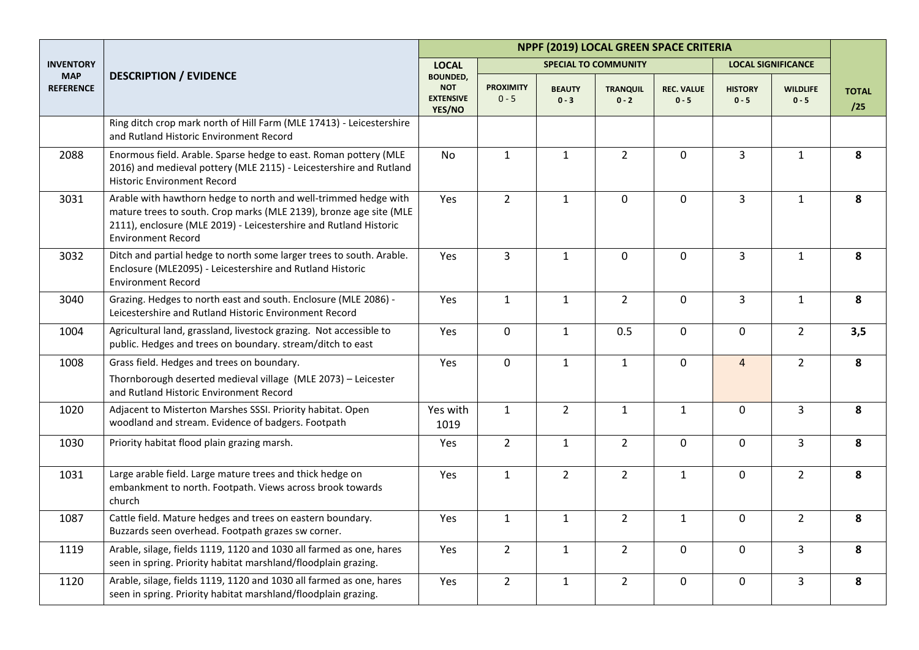| INVENTORY MAP REFERENCE | DESCRIPTION / EVIDENCE | NPPF (2019) LOCAL GREEN SPACE CRITERIA | | | | | | | TOTAL /25 |
|---|---|---|---|---|---|---|---|---|---|
| | | LOCAL | SPECIAL TO COMMUNITY | | | | LOCAL SIGNIFICANCE | | |
| | | BOUNDED, NOT EXTENSIVE YES/NO | PROXIMITY 0 - 5 | BEAUTY 0 - 3 | TRANQUIL 0 - 2 | REC. VALUE 0 - 5 | HISTORY 0 - 5 | WILDLIFE 0 - 5 | |
| | Ring ditch crop mark north of Hill Farm (MLE 17413) - Leicestershire and Rutland Historic Environment Record | | | | | | | | |
| 2088 | Enormous field. Arable. Sparse hedge to east. Roman pottery (MLE 2016) and medieval pottery (MLE 2115) - Leicestershire and Rutland Historic Environment Record | No | 1 | 1 | 2 | 0 | 3 | 1 | **8** |
| 3031 | Arable with hawthorn hedge to north and well-trimmed hedge with mature trees to south. Crop marks (MLE 2139), bronze age site (MLE 2111), enclosure (MLE 2019) - Leicestershire and Rutland Historic Environment Record | Yes | 2 | 1 | 0 | 0 | 3 | 1 | **8** |
| 3032 | Ditch and partial hedge to north some larger trees to south. Arable. Enclosure (MLE2095) - Leicestershire and Rutland Historic Environment Record | Yes | 3 | 1 | 0 | 0 | 3 | 1 | **8** |
| 3040 | Grazing. Hedges to north east and south. Enclosure (MLE 2086) - Leicestershire and Rutland Historic Environment Record | Yes | 1 | 1 | 2 | 0 | 3 | 1 | **8** |
| 1004 | Agricultural land, grassland, livestock grazing. Not accessible to public. Hedges and trees on boundary. stream/ditch to east | Yes | 0 | 1 | 0.5 | 0 | 0 | 2 | **3,5** |
| 1008 | Grass field. Hedges and trees on boundary. Thornborough deserted medieval village (MLE 2073) – Leicester and Rutland Historic Environment Record | Yes | 0 | 1 | 1 | 0 | 4 | 2 | **8** |
| 1020 | Adjacent to Misterton Marshes SSSI. Priority habitat. Open woodland and stream. Evidence of badgers. Footpath | Yes with 1019 | 1 | 2 | 1 | 1 | 0 | 3 | **8** |
| 1030 | Priority habitat flood plain grazing marsh. | Yes | 2 | 1 | 2 | 0 | 0 | 3 | **8** |
| 1031 | Large arable field. Large mature trees and thick hedge on embankment to north. Footpath. Views across brook towards church | Yes | 1 | 2 | 2 | 1 | 0 | 2 | **8** |
| 1087 | Cattle field. Mature hedges and trees on eastern boundary. Buzzards seen overhead. Footpath grazes sw corner. | Yes | 1 | 1 | 2 | 1 | 0 | 2 | **8** |
| 1119 | Arable, silage, fields 1119, 1120 and 1030 all farmed as one, hares seen in spring. Priority habitat marshland/floodplain grazing. | Yes | 2 | 1 | 2 | 0 | 0 | 3 | **8** |
| 1120 | Arable, silage, fields 1119, 1120 and 1030 all farmed as one, hares seen in spring. Priority habitat marshland/floodplain grazing. | Yes | 2 | 1 | 2 | 0 | 0 | 3 | **8** |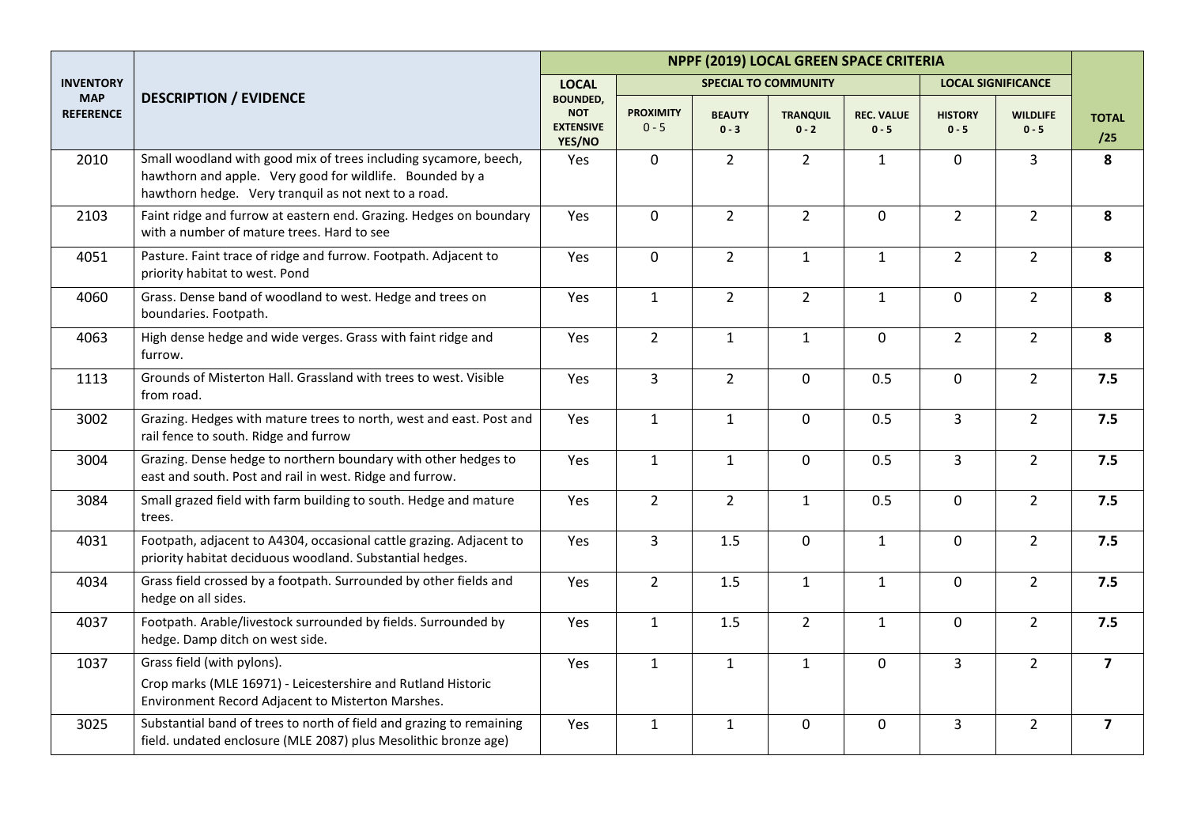| INVENTORY MAP REFERENCE | DESCRIPTION / EVIDENCE | NPPF (2019) LOCAL GREEN SPACE CRITERIA | | | | | | | |
|---|---|---|---|---|---|---|---|---|---|
| | | LOCAL | SPECIAL TO COMMUNITY | | | | LOCAL SIGNIFICANCE | | |
| | | BOUNDED, NOT EXTENSIVE YES/NO | PROXIMITY 0 - 5 | BEAUTY 0 - 3 | TRANQUIL 0 - 2 | REC. VALUE 0 - 5 | HISTORY 0 - 5 | WILDLIFE 0 - 5 | TOTAL /25 |
| 2010 | Small woodland with good mix of trees including sycamore, beech, hawthorn and apple. Very good for wildlife. Bounded by a hawthorn hedge. Very tranquil as not next to a road. | Yes | 0 | 2 | 2 | 1 | 0 | 3 | **8** |
| 2103 | Faint ridge and furrow at eastern end. Grazing. Hedges on boundary with a number of mature trees. Hard to see | Yes | 0 | 2 | 2 | 0 | 2 | 2 | **8** |
| 4051 | Pasture. Faint trace of ridge and furrow. Footpath. Adjacent to priority habitat to west. Pond | Yes | 0 | 2 | 1 | 1 | 2 | 2 | **8** |
| 4060 | Grass. Dense band of woodland to west. Hedge and trees on boundaries. Footpath. | Yes | 1 | 2 | 2 | 1 | 0 | 2 | **8** |
| 4063 | High dense hedge and wide verges. Grass with faint ridge and furrow. | Yes | 2 | 1 | 1 | 0 | 2 | 2 | **8** |
| 1113 | Grounds of Misterton Hall. Grassland with trees to west. Visible from road. | Yes | 3 | 2 | 0 | 0.5 | 0 | 2 | **7.5** |
| 3002 | Grazing. Hedges with mature trees to north, west and east. Post and rail fence to south. Ridge and furrow | Yes | 1 | 1 | 0 | 0.5 | 3 | 2 | **7.5** |
| 3004 | Grazing. Dense hedge to northern boundary with other hedges to east and south. Post and rail in west. Ridge and furrow. | Yes | 1 | 1 | 0 | 0.5 | 3 | 2 | **7.5** |
| 3084 | Small grazed field with farm building to south. Hedge and mature trees. | Yes | 2 | 2 | 1 | 0.5 | 0 | 2 | **7.5** |
| 4031 | Footpath, adjacent to A4304, occasional cattle grazing. Adjacent to priority habitat deciduous woodland. Substantial hedges. | Yes | 3 | 1.5 | 0 | 1 | 0 | 2 | **7.5** |
| 4034 | Grass field crossed by a footpath. Surrounded by other fields and hedge on all sides. | Yes | 2 | 1.5 | 1 | 1 | 0 | 2 | **7.5** |
| 4037 | Footpath. Arable/livestock surrounded by fields. Surrounded by hedge. Damp ditch on west side. | Yes | 1 | 1.5 | 2 | 1 | 0 | 2 | **7.5** |
| 1037 | Grass field (with pylons).<br>Crop marks (MLE 16971) - Leicestershire and Rutland Historic Environment Record Adjacent to Misterton Marshes. | Yes | 1 | 1 | 1 | 0 | 3 | 2 | **7** |
| 3025 | Substantial band of trees to north of field and grazing to remaining field. undated enclosure (MLE 2087) plus Mesolithic bronze age) | Yes | 1 | 1 | 0 | 0 | 3 | 2 | **7** |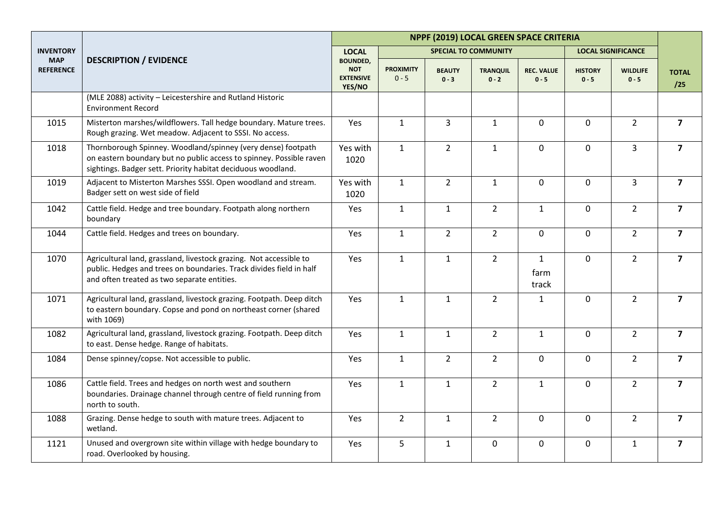| INVENTORY MAP REFERENCE | DESCRIPTION / EVIDENCE | NPPF (2019) LOCAL GREEN SPACE CRITERIA | | | | | | | |
|---|---|---|---|---|---|---|---|---|---|
| | | LOCAL | SPECIAL TO COMMUNITY | | | | LOCAL SIGNIFICANCE | | |
| | | BOUNDED, NOT EXTENSIVE YES/NO | PROXIMITY 0 - 5 | BEAUTY 0 - 3 | TRANQUIL 0 - 2 | REC. VALUE 0 - 5 | HISTORY 0 - 5 | WILDLIFE 0 - 5 | TOTAL /25 |
| | (MLE 2088) activity – Leicestershire and Rutland Historic Environment Record | | | | | | | | |
| 1015 | Misterton marshes/wildflowers. Tall hedge boundary. Mature trees. Rough grazing. Wet meadow. Adjacent to SSSI. No access. | Yes | 1 | 3 | 1 | 0 | 0 | 2 | **7** |
| 1018 | Thornborough Spinney. Woodland/spinney (very dense) footpath on eastern boundary but no public access to spinney. Possible raven sightings. Badger sett. Priority habitat deciduous woodland. | Yes with 1020 | 1 | 2 | 1 | 0 | 0 | 3 | **7** |
| 1019 | Adjacent to Misterton Marshes SSSI. Open woodland and stream. Badger sett on west side of field | Yes with 1020 | 1 | 2 | 1 | 0 | 0 | 3 | **7** |
| 1042 | Cattle field. Hedge and tree boundary. Footpath along northern boundary | Yes | 1 | 1 | 2 | 1 | 0 | 2 | **7** |
| 1044 | Cattle field. Hedges and trees on boundary. | Yes | 1 | 2 | 2 | 0 | 0 | 2 | **7** |
| 1070 | Agricultural land, grassland, livestock grazing. Not accessible to public. Hedges and trees on boundaries. Track divides field in half and often treated as two separate entities. | Yes | 1 | 1 | 2 | 1 farm track | 0 | 2 | **7** |
| 1071 | Agricultural land, grassland, livestock grazing. Footpath. Deep ditch to eastern boundary. Copse and pond on northeast corner (shared with 1069) | Yes | 1 | 1 | 2 | 1 | 0 | 2 | **7** |
| 1082 | Agricultural land, grassland, livestock grazing. Footpath. Deep ditch to east. Dense hedge. Range of habitats. | Yes | 1 | 1 | 2 | 1 | 0 | 2 | **7** |
| 1084 | Dense spinney/copse. Not accessible to public. | Yes | 1 | 2 | 2 | 0 | 0 | 2 | **7** |
| 1086 | Cattle field. Trees and hedges on north west and southern boundaries. Drainage channel through centre of field running from north to south. | Yes | 1 | 1 | 2 | 1 | 0 | 2 | **7** |
| 1088 | Grazing. Dense hedge to south with mature trees. Adjacent to wetland. | Yes | 2 | 1 | 2 | 0 | 0 | 2 | **7** |
| 1121 | Unused and overgrown site within village with hedge boundary to road. Overlooked by housing. | Yes | 5 | 1 | 0 | 0 | 0 | 1 | **7** |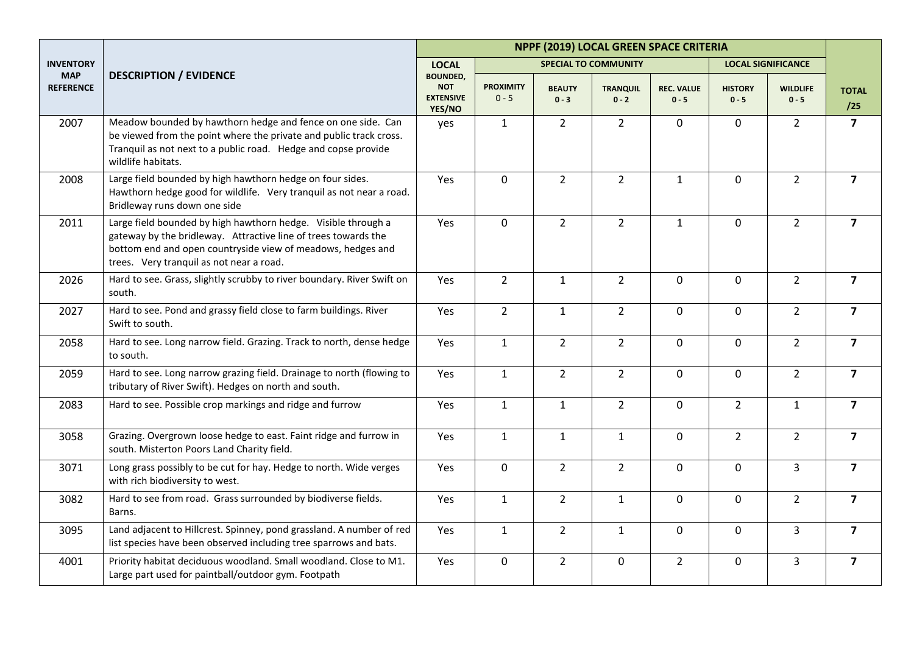| INVENTORY MAP REFERENCE | DESCRIPTION / EVIDENCE | NPPF (2019) LOCAL GREEN SPACE CRITERIA | | | | | | | TOTAL /25 |
|---|---|---|---|---|---|---|---|---|---|
| | | LOCAL | SPECIAL TO COMMUNITY | | | | LOCAL SIGNIFICANCE | | |
| | | BOUNDED, NOT EXTENSIVE YES/NO | PROXIMITY 0 - 5 | BEAUTY 0 - 3 | TRANQUIL 0 - 2 | REC. VALUE 0 - 5 | HISTORY 0 - 5 | WILDLIFE 0 - 5 | |
| 2007 | Meadow bounded by hawthorn hedge and fence on one side. Can be viewed from the point where the private and public track cross. Tranquil as not next to a public road. Hedge and copse provide wildlife habitats. | yes | 1 | 2 | 2 | 0 | 0 | 2 | **7** |
| 2008 | Large field bounded by high hawthorn hedge on four sides. Hawthorn hedge good for wildlife. Very tranquil as not near a road. Bridleway runs down one side | Yes | 0 | 2 | 2 | 1 | 0 | 2 | **7** |
| 2011 | Large field bounded by high hawthorn hedge. Visible through a gateway by the bridleway. Attractive line of trees towards the bottom end and open countryside view of meadows, hedges and trees. Very tranquil as not near a road. | Yes | 0 | 2 | 2 | 1 | 0 | 2 | **7** |
| 2026 | Hard to see. Grass, slightly scrubby to river boundary. River Swift on south. | Yes | 2 | 1 | 2 | 0 | 0 | 2 | **7** |
| 2027 | Hard to see. Pond and grassy field close to farm buildings. River Swift to south. | Yes | 2 | 1 | 2 | 0 | 0 | 2 | **7** |
| 2058 | Hard to see. Long narrow field. Grazing. Track to north, dense hedge to south. | Yes | 1 | 2 | 2 | 0 | 0 | 2 | **7** |
| 2059 | Hard to see. Long narrow grazing field. Drainage to north (flowing to tributary of River Swift). Hedges on north and south. | Yes | 1 | 2 | 2 | 0 | 0 | 2 | **7** |
| 2083 | Hard to see. Possible crop markings and ridge and furrow | Yes | 1 | 1 | 2 | 0 | 2 | 1 | **7** |
| 3058 | Grazing. Overgrown loose hedge to east. Faint ridge and furrow in south. Misterton Poors Land Charity field. | Yes | 1 | 1 | 1 | 0 | 2 | 2 | **7** |
| 3071 | Long grass possibly to be cut for hay. Hedge to north. Wide verges with rich biodiversity to west. | Yes | 0 | 2 | 2 | 0 | 0 | 3 | **7** |
| 3082 | Hard to see from road. Grass surrounded by biodiverse fields. Barns. | Yes | 1 | 2 | 1 | 0 | 0 | 2 | **7** |
| 3095 | Land adjacent to Hillcrest. Spinney, pond grassland. A number of red list species have been observed including tree sparrows and bats. | Yes | 1 | 2 | 1 | 0 | 0 | 3 | **7** |
| 4001 | Priority habitat deciduous woodland. Small woodland. Close to M1. Large part used for paintball/outdoor gym. Footpath | Yes | 0 | 2 | 0 | 2 | 0 | 3 | **7** |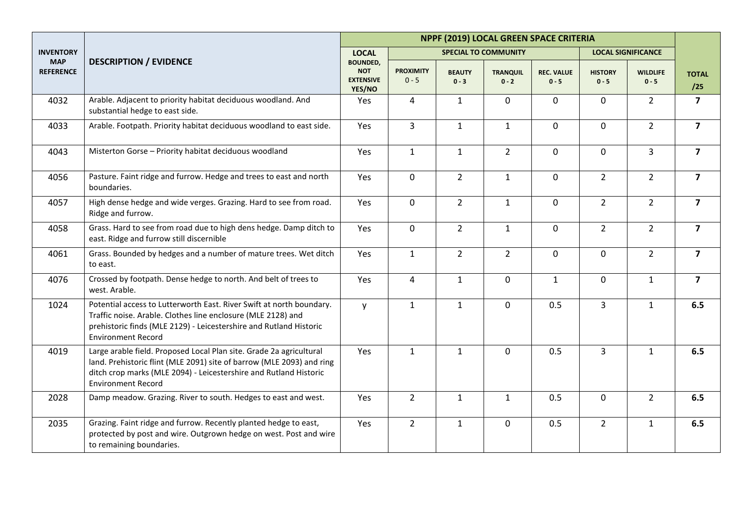| INVENTORY MAP REFERENCE | DESCRIPTION / EVIDENCE | NPPF (2019) LOCAL GREEN SPACE CRITERIA | | | | | | | |
|---|---|---|---|---|---|---|---|---|---|
| | | LOCAL | SPECIAL TO COMMUNITY | | | | LOCAL SIGNIFICANCE | | |
| | | BOUNDED, NOT EXTENSIVE YES/NO | PROXIMITY 0 - 5 | BEAUTY 0 - 3 | TRANQUIL 0 - 2 | REC. VALUE 0 - 5 | HISTORY 0 - 5 | WILDLIFE 0 - 5 | TOTAL /25 |
| 4032 | Arable. Adjacent to priority habitat deciduous woodland. And substantial hedge to east side. | Yes | 4 | 1 | 0 | 0 | 0 | 2 | **7** |
| 4033 | Arable. Footpath. Priority habitat deciduous woodland to east side. | Yes | 3 | 1 | 1 | 0 | 0 | 2 | **7** |
| 4043 | Misterton Gorse – Priority habitat deciduous woodland | Yes | 1 | 1 | 2 | 0 | 0 | 3 | **7** |
| 4056 | Pasture. Faint ridge and furrow. Hedge and trees to east and north boundaries. | Yes | 0 | 2 | 1 | 0 | 2 | 2 | **7** |
| 4057 | High dense hedge and wide verges. Grazing. Hard to see from road. Ridge and furrow. | Yes | 0 | 2 | 1 | 0 | 2 | 2 | **7** |
| 4058 | Grass. Hard to see from road due to high dens hedge. Damp ditch to east. Ridge and furrow still discernible | Yes | 0 | 2 | 1 | 0 | 2 | 2 | **7** |
| 4061 | Grass. Bounded by hedges and a number of mature trees. Wet ditch to east. | Yes | 1 | 2 | 2 | 0 | 0 | 2 | **7** |
| 4076 | Crossed by footpath. Dense hedge to north. And belt of trees to west. Arable. | Yes | 4 | 1 | 0 | 1 | 0 | 1 | **7** |
| 1024 | Potential access to Lutterworth East. River Swift at north boundary. Traffic noise. Arable. Clothes line enclosure (MLE 2128) and prehistoric finds (MLE 2129) - Leicestershire and Rutland Historic Environment Record | y | 1 | 1 | 0 | 0.5 | 3 | 1 | **6.5** |
| 4019 | Large arable field. Proposed Local Plan site. Grade 2a agricultural land. Prehistoric flint (MLE 2091) site of barrow (MLE 2093) and ring ditch crop marks (MLE 2094) - Leicestershire and Rutland Historic Environment Record | Yes | 1 | 1 | 0 | 0.5 | 3 | 1 | **6.5** |
| 2028 | Damp meadow. Grazing. River to south. Hedges to east and west. | Yes | 2 | 1 | 1 | 0.5 | 0 | 2 | **6.5** |
| 2035 | Grazing. Faint ridge and furrow. Recently planted hedge to east, protected by post and wire. Outgrown hedge on west. Post and wire to remaining boundaries. | Yes | 2 | 1 | 0 | 0.5 | 2 | 1 | **6.5** |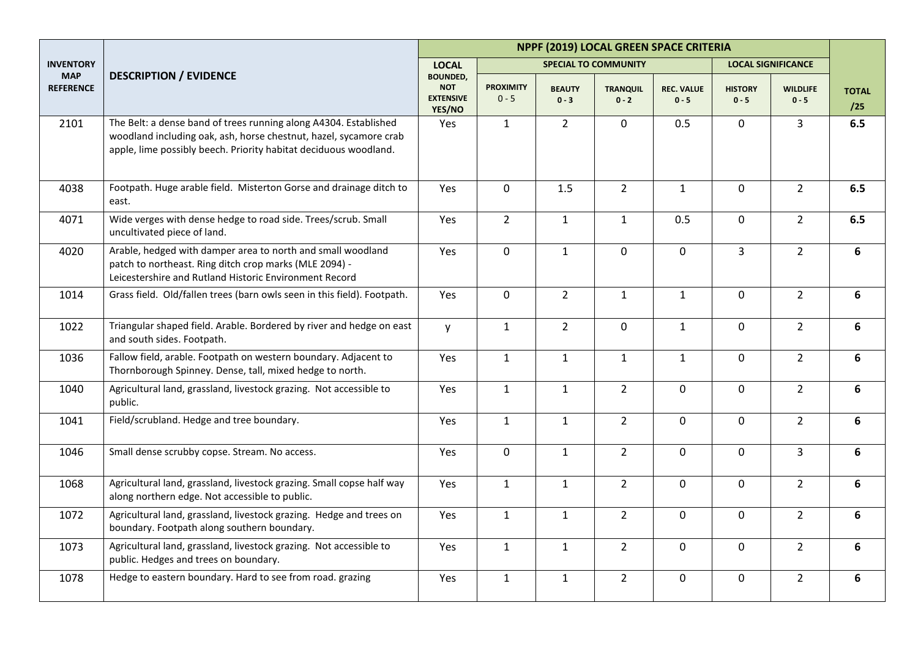| INVENTORY MAP REFERENCE | DESCRIPTION / EVIDENCE | NPPF (2019) LOCAL GREEN SPACE CRITERIA | | | | | | | TOTAL /25 |
|---|---|---|---|---|---|---|---|---|---|
| | | LOCAL | SPECIAL TO COMMUNITY | | | | LOCAL SIGNIFICANCE | | |
| | | BOUNDED, NOT EXTENSIVE YES/NO | PROXIMITY 0 - 5 | BEAUTY 0 - 3 | TRANQUIL 0 - 2 | REC. VALUE 0 - 5 | HISTORY 0 - 5 | WILDLIFE 0 - 5 | |
| 2101 | The Belt: a dense band of trees running along A4304. Established woodland including oak, ash, horse chestnut, hazel, sycamore crab apple, lime possibly beech. Priority habitat deciduous woodland. | Yes | 1 | 2 | 0 | 0.5 | 0 | 3 | **6.5** |
| 4038 | Footpath. Huge arable field. Misterton Gorse and drainage ditch to east. | Yes | 0 | 1.5 | 2 | 1 | 0 | 2 | **6.5** |
| 4071 | Wide verges with dense hedge to road side. Trees/scrub. Small uncultivated piece of land. | Yes | 2 | 1 | 1 | 0.5 | 0 | 2 | **6.5** |
| 4020 | Arable, hedged with damper area to north and small woodland patch to northeast. Ring ditch crop marks (MLE 2094) - Leicestershire and Rutland Historic Environment Record | Yes | 0 | 1 | 0 | 0 | 3 | 2 | **6** |
| 1014 | Grass field. Old/fallen trees (barn owls seen in this field). Footpath. | Yes | 0 | 2 | 1 | 1 | 0 | 2 | **6** |
| 1022 | Triangular shaped field. Arable. Bordered by river and hedge on east and south sides. Footpath. | y | 1 | 2 | 0 | 1 | 0 | 2 | **6** |
| 1036 | Fallow field, arable. Footpath on western boundary. Adjacent to Thornborough Spinney. Dense, tall, mixed hedge to north. | Yes | 1 | 1 | 1 | 1 | 0 | 2 | **6** |
| 1040 | Agricultural land, grassland, livestock grazing. Not accessible to public. | Yes | 1 | 1 | 2 | 0 | 0 | 2 | **6** |
| 1041 | Field/scrubland. Hedge and tree boundary. | Yes | 1 | 1 | 2 | 0 | 0 | 2 | **6** |
| 1046 | Small dense scrubby copse. Stream. No access. | Yes | 0 | 1 | 2 | 0 | 0 | 3 | **6** |
| 1068 | Agricultural land, grassland, livestock grazing. Small copse half way along northern edge. Not accessible to public. | Yes | 1 | 1 | 2 | 0 | 0 | 2 | **6** |
| 1072 | Agricultural land, grassland, livestock grazing. Hedge and trees on boundary. Footpath along southern boundary. | Yes | 1 | 1 | 2 | 0 | 0 | 2 | **6** |
| 1073 | Agricultural land, grassland, livestock grazing. Not accessible to public. Hedges and trees on boundary. | Yes | 1 | 1 | 2 | 0 | 0 | 2 | **6** |
| 1078 | Hedge to eastern boundary. Hard to see from road. grazing | Yes | 1 | 1 | 2 | 0 | 0 | 2 | **6** |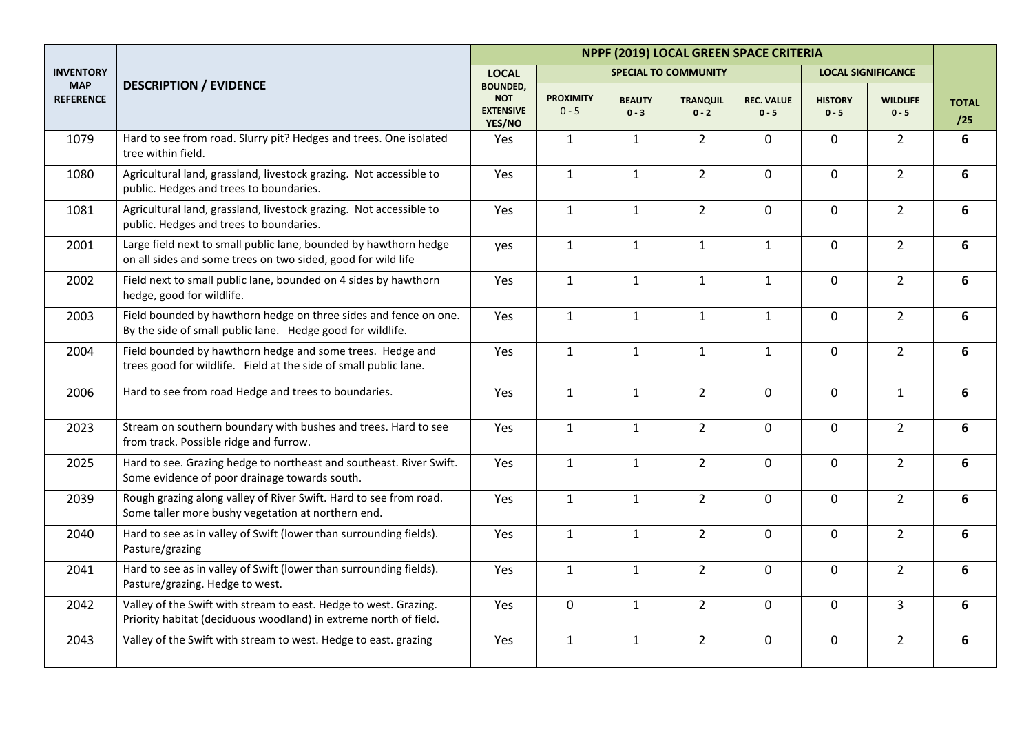| INVENTORY MAP REFERENCE | DESCRIPTION / EVIDENCE | NPPF (2019) LOCAL GREEN SPACE CRITERIA | | | | | | | TOTAL /25 |
|---|---|---|---|---|---|---|---|---|---|
| | | LOCAL | SPECIAL TO COMMUNITY | | | | LOCAL SIGNIFICANCE | | |
| | | BOUNDED, NOT EXTENSIVE YES/NO | PROXIMITY 0 - 5 | BEAUTY 0 - 3 | TRANQUIL 0 - 2 | REC. VALUE 0 - 5 | HISTORY 0 - 5 | WILDLIFE 0 - 5 | |
| 1079 | Hard to see from road. Slurry pit? Hedges and trees. One isolated tree within field. | Yes | 1 | 1 | 2 | 0 | 0 | 2 | **6** |
| 1080 | Agricultural land, grassland, livestock grazing. Not accessible to public. Hedges and trees to boundaries. | Yes | 1 | 1 | 2 | 0 | 0 | 2 | **6** |
| 1081 | Agricultural land, grassland, livestock grazing. Not accessible to public. Hedges and trees to boundaries. | Yes | 1 | 1 | 2 | 0 | 0 | 2 | **6** |
| 2001 | Large field next to small public lane, bounded by hawthorn hedge on all sides and some trees on two sided, good for wild life | yes | 1 | 1 | 1 | 1 | 0 | 2 | **6** |
| 2002 | Field next to small public lane, bounded on 4 sides by hawthorn hedge, good for wildlife. | Yes | 1 | 1 | 1 | 1 | 0 | 2 | **6** |
| 2003 | Field bounded by hawthorn hedge on three sides and fence on one. By the side of small public lane. Hedge good for wildlife. | Yes | 1 | 1 | 1 | 1 | 0 | 2 | **6** |
| 2004 | Field bounded by hawthorn hedge and some trees. Hedge and trees good for wildlife. Field at the side of small public lane. | Yes | 1 | 1 | 1 | 1 | 0 | 2 | **6** |
| 2006 | Hard to see from road Hedge and trees to boundaries. | Yes | 1 | 1 | 2 | 0 | 0 | 1 | **6** |
| 2023 | Stream on southern boundary with bushes and trees. Hard to see from track. Possible ridge and furrow. | Yes | 1 | 1 | 2 | 0 | 0 | 2 | **6** |
| 2025 | Hard to see. Grazing hedge to northeast and southeast. River Swift. Some evidence of poor drainage towards south. | Yes | 1 | 1 | 2 | 0 | 0 | 2 | **6** |
| 2039 | Rough grazing along valley of River Swift. Hard to see from road. Some taller more bushy vegetation at northern end. | Yes | 1 | 1 | 2 | 0 | 0 | 2 | **6** |
| 2040 | Hard to see as in valley of Swift (lower than surrounding fields). Pasture/grazing | Yes | 1 | 1 | 2 | 0 | 0 | 2 | **6** |
| 2041 | Hard to see as in valley of Swift (lower than surrounding fields). Pasture/grazing. Hedge to west. | Yes | 1 | 1 | 2 | 0 | 0 | 2 | **6** |
| 2042 | Valley of the Swift with stream to east. Hedge to west. Grazing. Priority habitat (deciduous woodland) in extreme north of field. | Yes | 0 | 1 | 2 | 0 | 0 | 3 | **6** |
| 2043 | Valley of the Swift with stream to west. Hedge to east. grazing | Yes | 1 | 1 | 2 | 0 | 0 | 2 | **6** |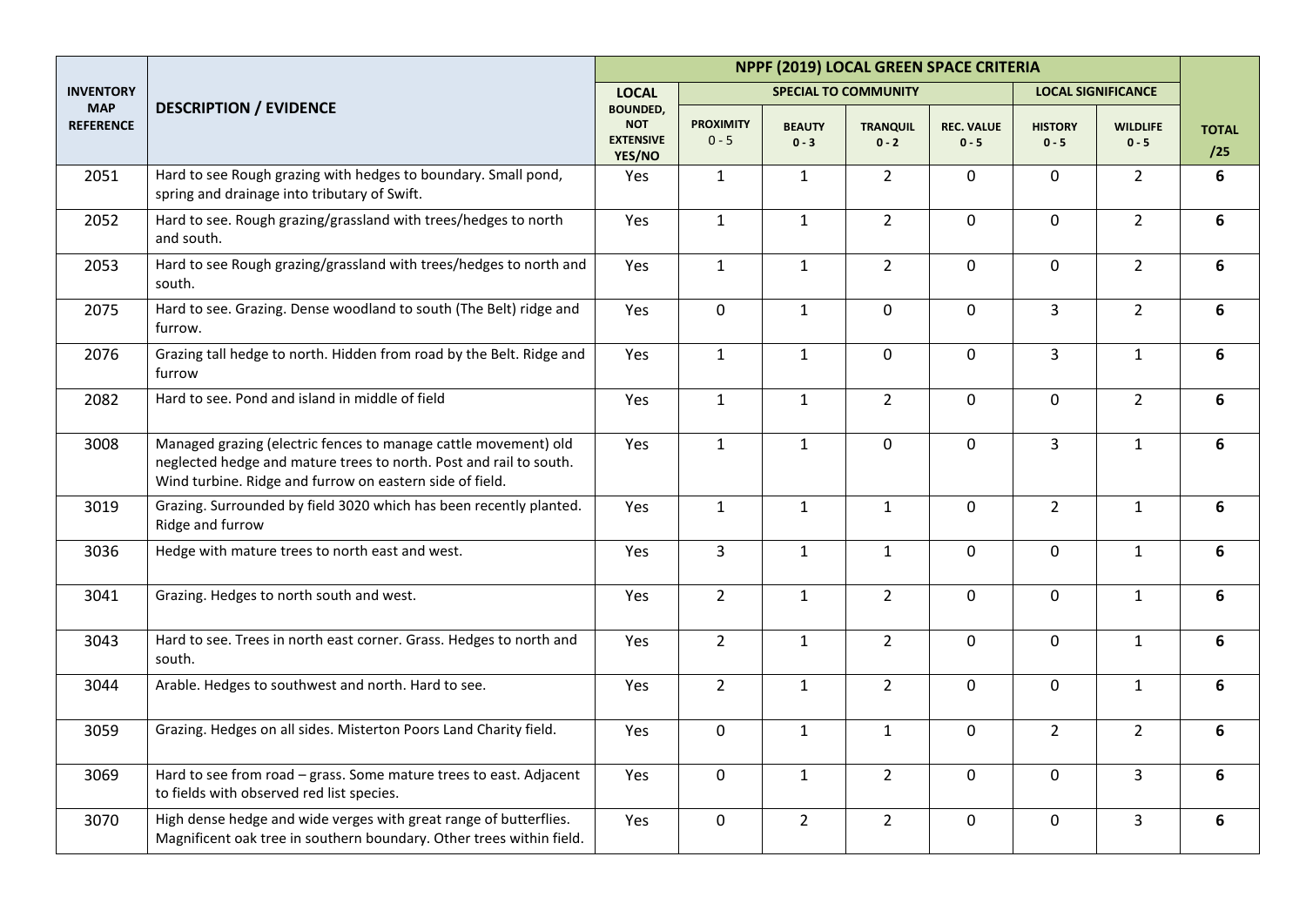| INVENTORY MAP REFERENCE | DESCRIPTION / EVIDENCE | NPPF (2019) LOCAL GREEN SPACE CRITERIA | | | | | | | |
|---|---|---|---|---|---|---|---|---|---|
| | | LOCAL | SPECIAL TO COMMUNITY | | | | LOCAL SIGNIFICANCE | | |
| | | BOUNDED, NOT EXTENSIVE YES/NO | PROXIMITY 0 - 5 | BEAUTY 0 - 3 | TRANQUIL 0 - 2 | REC. VALUE 0 - 5 | HISTORY 0 - 5 | WILDLIFE 0 - 5 | TOTAL /25 |
| 2051 | Hard to see Rough grazing with hedges to boundary. Small pond, spring and drainage into tributary of Swift. | Yes | 1 | 1 | 2 | 0 | 0 | 2 | **6** |
| 2052 | Hard to see. Rough grazing/grassland with trees/hedges to north and south. | Yes | 1 | 1 | 2 | 0 | 0 | 2 | **6** |
| 2053 | Hard to see Rough grazing/grassland with trees/hedges to north and south. | Yes | 1 | 1 | 2 | 0 | 0 | 2 | **6** |
| 2075 | Hard to see. Grazing. Dense woodland to south (The Belt) ridge and furrow. | Yes | 0 | 1 | 0 | 0 | 3 | 2 | **6** |
| 2076 | Grazing tall hedge to north. Hidden from road by the Belt. Ridge and furrow | Yes | 1 | 1 | 0 | 0 | 3 | 1 | **6** |
| 2082 | Hard to see. Pond and island in middle of field | Yes | 1 | 1 | 2 | 0 | 0 | 2 | **6** |
| 3008 | Managed grazing (electric fences to manage cattle movement) old neglected hedge and mature trees to north. Post and rail to south. Wind turbine. Ridge and furrow on eastern side of field. | Yes | 1 | 1 | 0 | 0 | 3 | 1 | **6** |
| 3019 | Grazing. Surrounded by field 3020 which has been recently planted. Ridge and furrow | Yes | 1 | 1 | 1 | 0 | 2 | 1 | **6** |
| 3036 | Hedge with mature trees to north east and west. | Yes | 3 | 1 | 1 | 0 | 0 | 1 | **6** |
| 3041 | Grazing. Hedges to north south and west. | Yes | 2 | 1 | 2 | 0 | 0 | 1 | **6** |
| 3043 | Hard to see. Trees in north east corner. Grass. Hedges to north and south. | Yes | 2 | 1 | 2 | 0 | 0 | 1 | **6** |
| 3044 | Arable. Hedges to southwest and north. Hard to see. | Yes | 2 | 1 | 2 | 0 | 0 | 1 | **6** |
| 3059 | Grazing. Hedges on all sides. Misterton Poors Land Charity field. | Yes | 0 | 1 | 1 | 0 | 2 | 2 | **6** |
| 3069 | Hard to see from road – grass. Some mature trees to east. Adjacent to fields with observed red list species. | Yes | 0 | 1 | 2 | 0 | 0 | 3 | **6** |
| 3070 | High dense hedge and wide verges with great range of butterflies. Magnificent oak tree in southern boundary. Other trees within field. | Yes | 0 | 2 | 2 | 0 | 0 | 3 | **6** |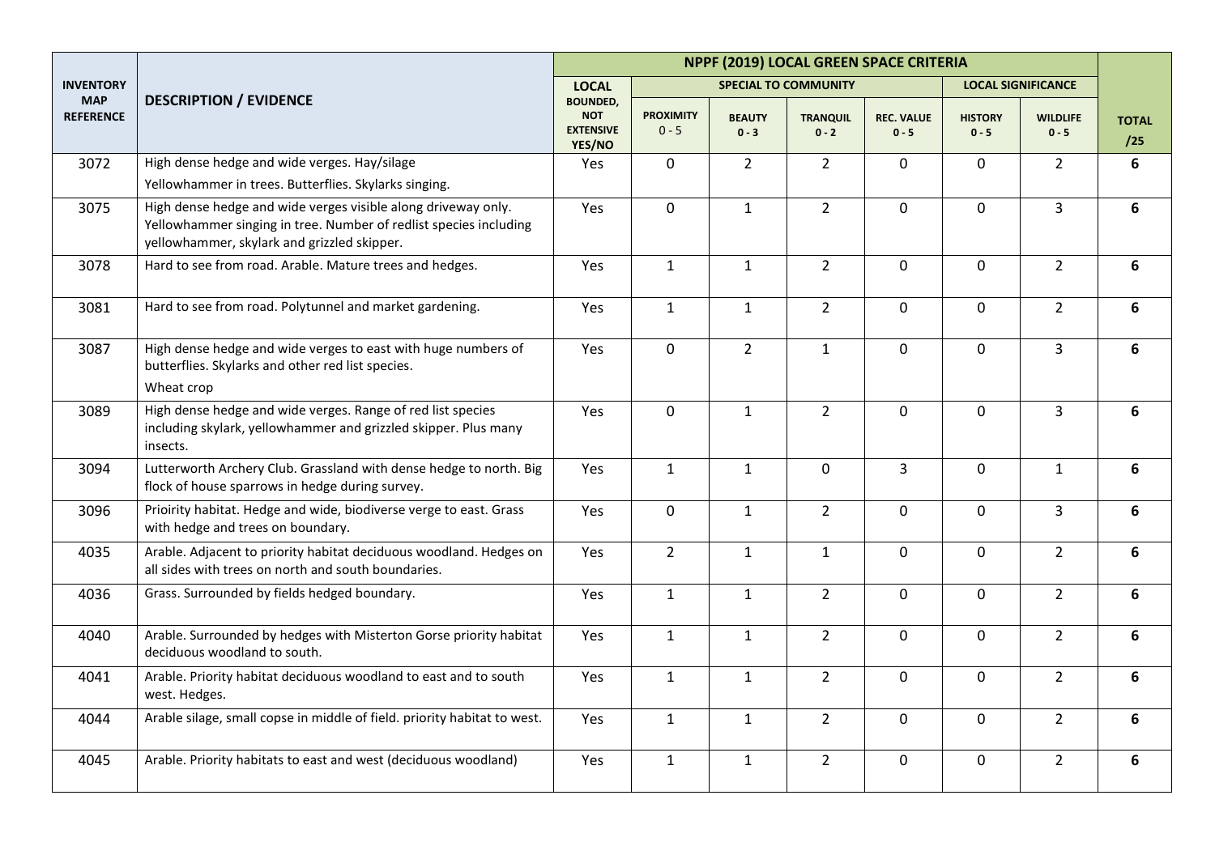| INVENTORY MAP REFERENCE | DESCRIPTION / EVIDENCE | NPPF (2019) LOCAL GREEN SPACE CRITERIA | | | | | | | |
|---|---|---|---|---|---|---|---|---|---|
| | | LOCAL | SPECIAL TO COMMUNITY | | | | LOCAL SIGNIFICANCE | | |
| | | BOUNDED, NOT EXTENSIVE YES/NO | PROXIMITY 0 - 5 | BEAUTY 0 - 3 | TRANQUIL 0 - 2 | REC. VALUE 0 - 5 | HISTORY 0 - 5 | WILDLIFE 0 - 5 | TOTAL /25 |
| 3072 | High dense hedge and wide verges. Hay/silage<br>Yellowhammer in trees. Butterflies. Skylarks singing. | Yes | 0 | 2 | 2 | 0 | 0 | 2 | **6** |
| 3075 | High dense hedge and wide verges visible along driveway only. Yellowhammer singing in tree. Number of redlist species including yellowhammer, skylark and grizzled skipper. | Yes | 0 | 1 | 2 | 0 | 0 | 3 | **6** |
| 3078 | Hard to see from road. Arable. Mature trees and hedges. | Yes | 1 | 1 | 2 | 0 | 0 | 2 | **6** |
| 3081 | Hard to see from road. Polytunnel and market gardening. | Yes | 1 | 1 | 2 | 0 | 0 | 2 | **6** |
| 3087 | High dense hedge and wide verges to east with huge numbers of butterflies. Skylarks and other red list species.<br>Wheat crop | Yes | 0 | 2 | 1 | 0 | 0 | 3 | **6** |
| 3089 | High dense hedge and wide verges. Range of red list species including skylark, yellowhammer and grizzled skipper. Plus many insects. | Yes | 0 | 1 | 2 | 0 | 0 | 3 | **6** |
| 3094 | Lutterworth Archery Club. Grassland with dense hedge to north. Big flock of house sparrows in hedge during survey. | Yes | 1 | 1 | 0 | 3 | 0 | 1 | **6** |
| 3096 | Prioirity habitat. Hedge and wide, biodiverse verge to east. Grass with hedge and trees on boundary. | Yes | 0 | 1 | 2 | 0 | 0 | 3 | **6** |
| 4035 | Arable. Adjacent to priority habitat deciduous woodland. Hedges on all sides with trees on north and south boundaries. | Yes | 2 | 1 | 1 | 0 | 0 | 2 | **6** |
| 4036 | Grass. Surrounded by fields hedged boundary. | Yes | 1 | 1 | 2 | 0 | 0 | 2 | **6** |
| 4040 | Arable. Surrounded by hedges with Misterton Gorse priority habitat deciduous woodland to south. | Yes | 1 | 1 | 2 | 0 | 0 | 2 | **6** |
| 4041 | Arable. Priority habitat deciduous woodland to east and to south west. Hedges. | Yes | 1 | 1 | 2 | 0 | 0 | 2 | **6** |
| 4044 | Arable silage, small copse in middle of field. priority habitat to west. | Yes | 1 | 1 | 2 | 0 | 0 | 2 | **6** |
| 4045 | Arable. Priority habitats to east and west (deciduous woodland) | Yes | 1 | 1 | 2 | 0 | 0 | 2 | **6** |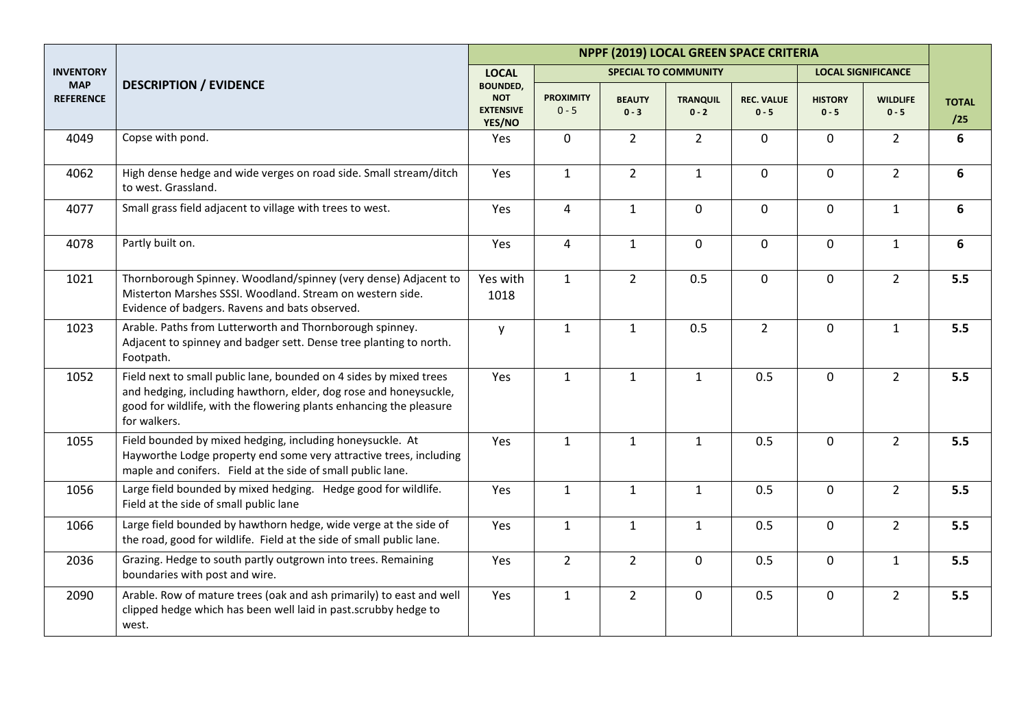| INVENTORY MAP REFERENCE | DESCRIPTION / EVIDENCE | NPPF (2019) LOCAL GREEN SPACE CRITERIA | | | | | | | |
|---|---|---|---|---|---|---|---|---|---|
| | | LOCAL | SPECIAL TO COMMUNITY | | | | LOCAL SIGNIFICANCE | | |
| | | BOUNDED, NOT EXTENSIVE YES/NO | PROXIMITY 0 - 5 | BEAUTY 0 - 3 | TRANQUIL 0 - 2 | REC. VALUE 0 - 5 | HISTORY 0 - 5 | WILDLIFE 0 - 5 | TOTAL /25 |
| 4049 | Copse with pond. | Yes | 0 | 2 | 2 | 0 | 0 | 2 | **6** |
| 4062 | High dense hedge and wide verges on road side. Small stream/ditch to west. Grassland. | Yes | 1 | 2 | 1 | 0 | 0 | 2 | **6** |
| 4077 | Small grass field adjacent to village with trees to west. | Yes | 4 | 1 | 0 | 0 | 0 | 1 | **6** |
| 4078 | Partly built on. | Yes | 4 | 1 | 0 | 0 | 0 | 1 | **6** |
| 1021 | Thornborough Spinney. Woodland/spinney (very dense) Adjacent to Misterton Marshes SSSI. Woodland. Stream on western side. Evidence of badgers. Ravens and bats observed. | Yes with 1018 | 1 | 2 | 0.5 | 0 | 0 | 2 | **5.5** |
| 1023 | Arable. Paths from Lutterworth and Thornborough spinney. Adjacent to spinney and badger sett. Dense tree planting to north. Footpath. | y | 1 | 1 | 0.5 | 2 | 0 | 1 | **5.5** |
| 1052 | Field next to small public lane, bounded on 4 sides by mixed trees and hedging, including hawthorn, elder, dog rose and honeysuckle, good for wildlife, with the flowering plants enhancing the pleasure for walkers. | Yes | 1 | 1 | 1 | 0.5 | 0 | 2 | **5.5** |
| 1055 | Field bounded by mixed hedging, including honeysuckle. At Hayworthe Lodge property end some very attractive trees, including maple and conifers. Field at the side of small public lane. | Yes | 1 | 1 | 1 | 0.5 | 0 | 2 | **5.5** |
| 1056 | Large field bounded by mixed hedging. Hedge good for wildlife. Field at the side of small public lane | Yes | 1 | 1 | 1 | 0.5 | 0 | 2 | **5.5** |
| 1066 | Large field bounded by hawthorn hedge, wide verge at the side of the road, good for wildlife. Field at the side of small public lane. | Yes | 1 | 1 | 1 | 0.5 | 0 | 2 | **5.5** |
| 2036 | Grazing. Hedge to south partly outgrown into trees. Remaining boundaries with post and wire. | Yes | 2 | 2 | 0 | 0.5 | 0 | 1 | **5.5** |
| 2090 | Arable. Row of mature trees (oak and ash primarily) to east and well clipped hedge which has been well laid in past.scrubby hedge to west. | Yes | 1 | 2 | 0 | 0.5 | 0 | 2 | **5.5** |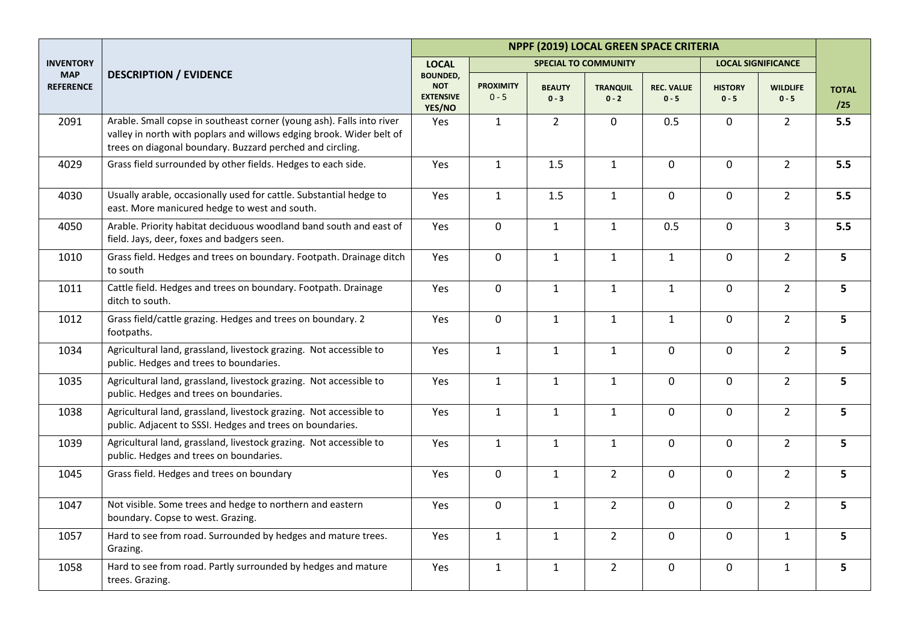| INVENTORY MAP REFERENCE | DESCRIPTION / EVIDENCE | NPPF (2019) LOCAL GREEN SPACE CRITERIA | | | | | | | TOTAL /25 |
|---|---|---|---|---|---|---|---|---|---|
| | | LOCAL | SPECIAL TO COMMUNITY | | | | LOCAL SIGNIFICANCE | | |
| | | BOUNDED, NOT EXTENSIVE YES/NO | PROXIMITY 0 - 5 | BEAUTY 0 - 3 | TRANQUIL 0 - 2 | REC. VALUE 0 - 5 | HISTORY 0 - 5 | WILDLIFE 0 - 5 | |
| 2091 | Arable. Small copse in southeast corner (young ash). Falls into river valley in north with poplars and willows edging brook. Wider belt of trees on diagonal boundary. Buzzard perched and circling. | Yes | 1 | 2 | 0 | 0.5 | 0 | 2 | **5.5** |
| 4029 | Grass field surrounded by other fields. Hedges to each side. | Yes | 1 | 1.5 | 1 | 0 | 0 | 2 | **5.5** |
| 4030 | Usually arable, occasionally used for cattle. Substantial hedge to east. More manicured hedge to west and south. | Yes | 1 | 1.5 | 1 | 0 | 0 | 2 | **5.5** |
| 4050 | Arable. Priority habitat deciduous woodland band south and east of field. Jays, deer, foxes and badgers seen. | Yes | 0 | 1 | 1 | 0.5 | 0 | 3 | **5.5** |
| 1010 | Grass field. Hedges and trees on boundary. Footpath. Drainage ditch to south | Yes | 0 | 1 | 1 | 1 | 0 | 2 | **5** |
| 1011 | Cattle field. Hedges and trees on boundary. Footpath. Drainage ditch to south. | Yes | 0 | 1 | 1 | 1 | 0 | 2 | **5** |
| 1012 | Grass field/cattle grazing. Hedges and trees on boundary. 2 footpaths. | Yes | 0 | 1 | 1 | 1 | 0 | 2 | **5** |
| 1034 | Agricultural land, grassland, livestock grazing. Not accessible to public. Hedges and trees to boundaries. | Yes | 1 | 1 | 1 | 0 | 0 | 2 | **5** |
| 1035 | Agricultural land, grassland, livestock grazing. Not accessible to public. Hedges and trees on boundaries. | Yes | 1 | 1 | 1 | 0 | 0 | 2 | **5** |
| 1038 | Agricultural land, grassland, livestock grazing. Not accessible to public. Adjacent to SSSI. Hedges and trees on boundaries. | Yes | 1 | 1 | 1 | 0 | 0 | 2 | **5** |
| 1039 | Agricultural land, grassland, livestock grazing. Not accessible to public. Hedges and trees on boundaries. | Yes | 1 | 1 | 1 | 0 | 0 | 2 | **5** |
| 1045 | Grass field. Hedges and trees on boundary | Yes | 0 | 1 | 2 | 0 | 0 | 2 | **5** |
| 1047 | Not visible. Some trees and hedge to northern and eastern boundary. Copse to west. Grazing. | Yes | 0 | 1 | 2 | 0 | 0 | 2 | **5** |
| 1057 | Hard to see from road. Surrounded by hedges and mature trees. Grazing. | Yes | 1 | 1 | 2 | 0 | 0 | 1 | **5** |
| 1058 | Hard to see from road. Partly surrounded by hedges and mature trees. Grazing. | Yes | 1 | 1 | 2 | 0 | 0 | 1 | **5** |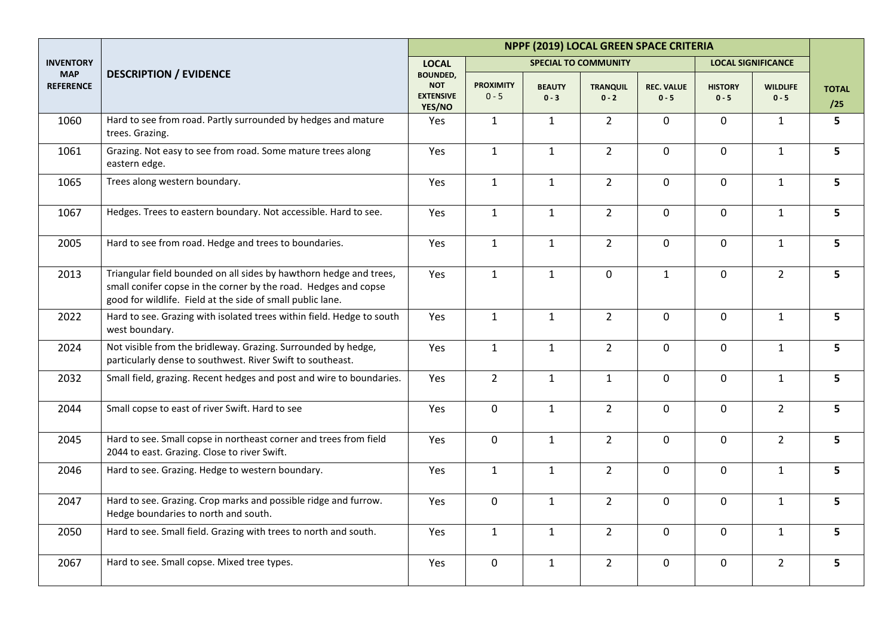| INVENTORY MAP REFERENCE | DESCRIPTION / EVIDENCE | NPPF (2019) LOCAL GREEN SPACE CRITERIA | | | | | | | TOTAL /25 |
|---|---|---|---|---|---|---|---|---|---|
| | | LOCAL | SPECIAL TO COMMUNITY | | | | LOCAL SIGNIFICANCE | | |
| | | BOUNDED, NOT EXTENSIVE YES/NO | PROXIMITY 0 - 5 | BEAUTY 0 - 3 | TRANQUIL 0 - 2 | REC. VALUE 0 - 5 | HISTORY 0 - 5 | WILDLIFE 0 - 5 | |
| 1060 | Hard to see from road. Partly surrounded by hedges and mature trees. Grazing. | Yes | 1 | 1 | 2 | 0 | 0 | 1 | 5 |
| 1061 | Grazing. Not easy to see from road. Some mature trees along eastern edge. | Yes | 1 | 1 | 2 | 0 | 0 | 1 | 5 |
| 1065 | Trees along western boundary. | Yes | 1 | 1 | 2 | 0 | 0 | 1 | 5 |
| 1067 | Hedges. Trees to eastern boundary. Not accessible. Hard to see. | Yes | 1 | 1 | 2 | 0 | 0 | 1 | 5 |
| 2005 | Hard to see from road. Hedge and trees to boundaries. | Yes | 1 | 1 | 2 | 0 | 0 | 1 | 5 |
| 2013 | Triangular field bounded on all sides by hawthorn hedge and trees, small conifer copse in the corner by the road. Hedges and copse good for wildlife. Field at the side of small public lane. | Yes | 1 | 1 | 0 | 1 | 0 | 2 | 5 |
| 2022 | Hard to see. Grazing with isolated trees within field. Hedge to south west boundary. | Yes | 1 | 1 | 2 | 0 | 0 | 1 | 5 |
| 2024 | Not visible from the bridleway. Grazing. Surrounded by hedge, particularly dense to southwest. River Swift to southeast. | Yes | 1 | 1 | 2 | 0 | 0 | 1 | 5 |
| 2032 | Small field, grazing. Recent hedges and post and wire to boundaries. | Yes | 2 | 1 | 1 | 0 | 0 | 1 | 5 |
| 2044 | Small copse to east of river Swift. Hard to see | Yes | 0 | 1 | 2 | 0 | 0 | 2 | 5 |
| 2045 | Hard to see. Small copse in northeast corner and trees from field 2044 to east. Grazing. Close to river Swift. | Yes | 0 | 1 | 2 | 0 | 0 | 2 | 5 |
| 2046 | Hard to see. Grazing. Hedge to western boundary. | Yes | 1 | 1 | 2 | 0 | 0 | 1 | 5 |
| 2047 | Hard to see. Grazing. Crop marks and possible ridge and furrow. Hedge boundaries to north and south. | Yes | 0 | 1 | 2 | 0 | 0 | 1 | 5 |
| 2050 | Hard to see. Small field. Grazing with trees to north and south. | Yes | 1 | 1 | 2 | 0 | 0 | 1 | 5 |
| 2067 | Hard to see. Small copse. Mixed tree types. | Yes | 0 | 1 | 2 | 0 | 0 | 2 | 5 |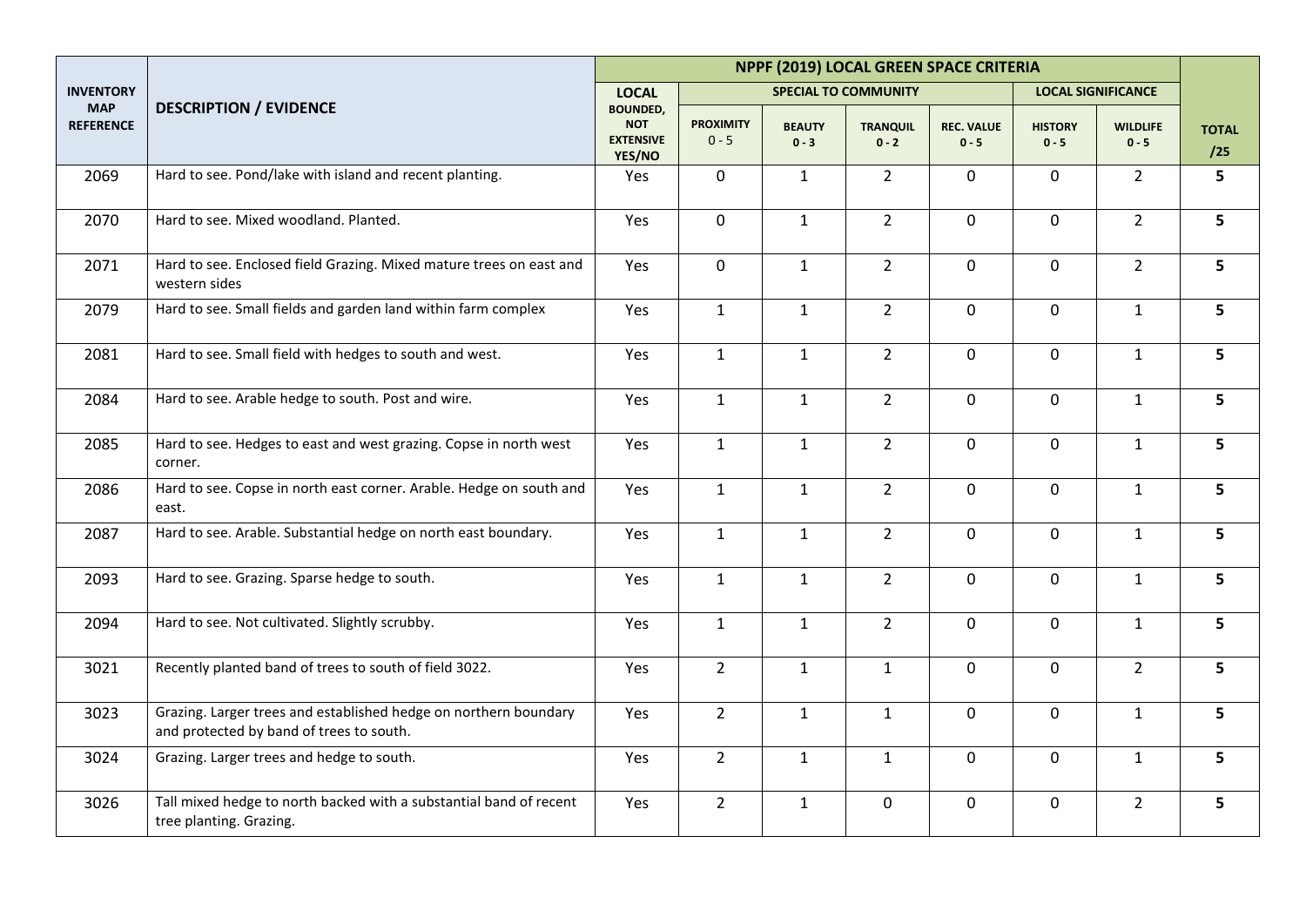| INVENTORY MAP REFERENCE | DESCRIPTION / EVIDENCE | NPPF (2019) LOCAL GREEN SPACE CRITERIA | | | | | | | TOTAL /25 |
|---|---|---|---|---|---|---|---|---|---|
| | | LOCAL | SPECIAL TO COMMUNITY | | | | LOCAL SIGNIFICANCE | | |
| | | BOUNDED, NOT EXTENSIVE YES/NO | PROXIMITY 0 - 5 | BEAUTY 0 - 3 | TRANQUIL 0 - 2 | REC. VALUE 0 - 5 | HISTORY 0 - 5 | WILDLIFE 0 - 5 | |
| 2069 | Hard to see. Pond/lake with island and recent planting. | Yes | 0 | 1 | 2 | 0 | 0 | 2 | **5** |
| 2070 | Hard to see. Mixed woodland. Planted. | Yes | 0 | 1 | 2 | 0 | 0 | 2 | **5** |
| 2071 | Hard to see. Enclosed field Grazing. Mixed mature trees on east and western sides | Yes | 0 | 1 | 2 | 0 | 0 | 2 | **5** |
| 2079 | Hard to see. Small fields and garden land within farm complex | Yes | 1 | 1 | 2 | 0 | 0 | 1 | **5** |
| 2081 | Hard to see. Small field with hedges to south and west. | Yes | 1 | 1 | 2 | 0 | 0 | 1 | **5** |
| 2084 | Hard to see. Arable hedge to south. Post and wire. | Yes | 1 | 1 | 2 | 0 | 0 | 1 | **5** |
| 2085 | Hard to see. Hedges to east and west grazing. Copse in north west corner. | Yes | 1 | 1 | 2 | 0 | 0 | 1 | **5** |
| 2086 | Hard to see. Copse in north east corner. Arable. Hedge on south and east. | Yes | 1 | 1 | 2 | 0 | 0 | 1 | **5** |
| 2087 | Hard to see. Arable. Substantial hedge on north east boundary. | Yes | 1 | 1 | 2 | 0 | 0 | 1 | **5** |
| 2093 | Hard to see. Grazing. Sparse hedge to south. | Yes | 1 | 1 | 2 | 0 | 0 | 1 | **5** |
| 2094 | Hard to see. Not cultivated. Slightly scrubby. | Yes | 1 | 1 | 2 | 0 | 0 | 1 | **5** |
| 3021 | Recently planted band of trees to south of field 3022. | Yes | 2 | 1 | 1 | 0 | 0 | 2 | **5** |
| 3023 | Grazing. Larger trees and established hedge on northern boundary and protected by band of trees to south. | Yes | 2 | 1 | 1 | 0 | 0 | 1 | **5** |
| 3024 | Grazing. Larger trees and hedge to south. | Yes | 2 | 1 | 1 | 0 | 0 | 1 | **5** |
| 3026 | Tall mixed hedge to north backed with a substantial band of recent tree planting. Grazing. | Yes | 2 | 1 | 0 | 0 | 0 | 2 | **5** |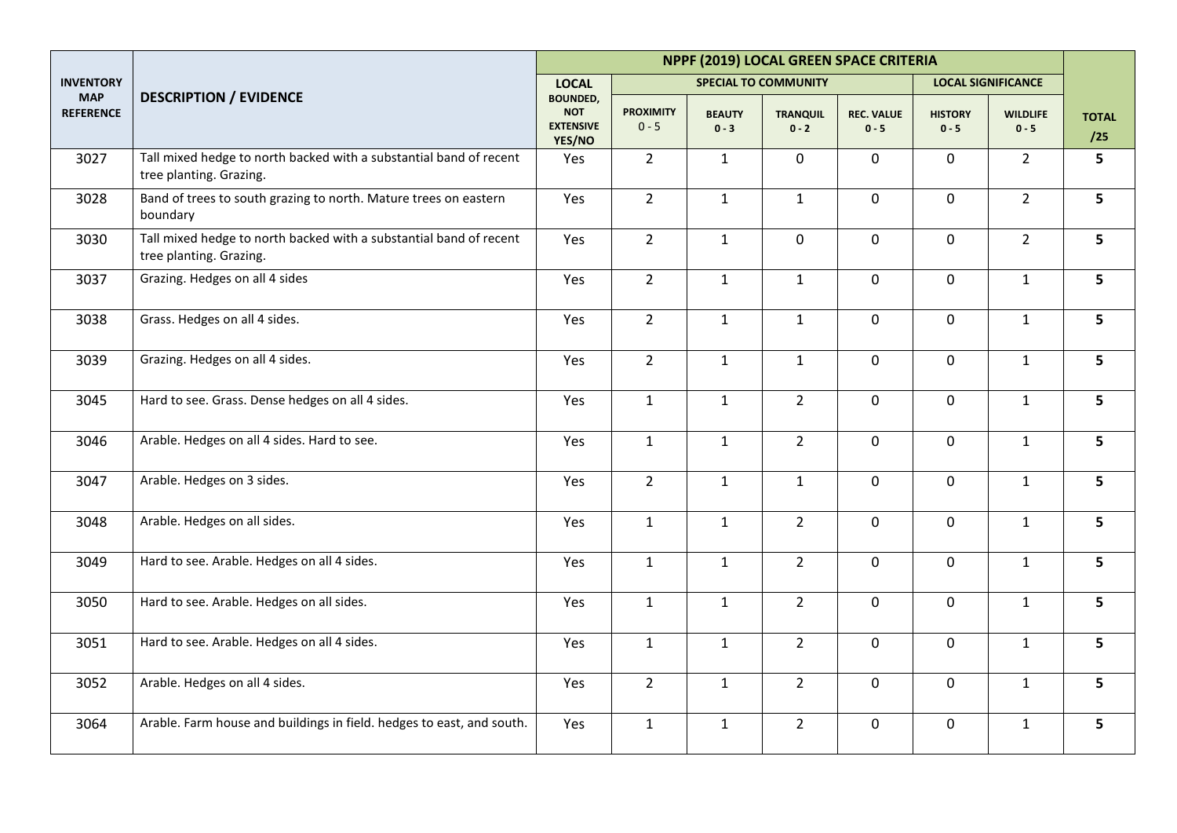| INVENTORY MAP REFERENCE | DESCRIPTION / EVIDENCE | NPPF (2019) LOCAL GREEN SPACE CRITERIA | | | | | | | TOTAL /25 |
|---|---|---|---|---|---|---|---|---|---|
| | | LOCAL | SPECIAL TO COMMUNITY | | | | LOCAL SIGNIFICANCE | | |
| | | BOUNDED, NOT EXTENSIVE YES/NO | PROXIMITY 0 - 5 | BEAUTY 0 - 3 | TRANQUIL 0 - 2 | REC. VALUE 0 - 5 | HISTORY 0 - 5 | WILDLIFE 0 - 5 | |
| 3027 | Tall mixed hedge to north backed with a substantial band of recent tree planting. Grazing. | Yes | 2 | 1 | 0 | 0 | 0 | 2 | **5** |
| 3028 | Band of trees to south grazing to north. Mature trees on eastern boundary | Yes | 2 | 1 | 1 | 0 | 0 | 2 | **5** |
| 3030 | Tall mixed hedge to north backed with a substantial band of recent tree planting. Grazing. | Yes | 2 | 1 | 0 | 0 | 0 | 2 | **5** |
| 3037 | Grazing. Hedges on all 4 sides | Yes | 2 | 1 | 1 | 0 | 0 | 1 | **5** |
| 3038 | Grass. Hedges on all 4 sides. | Yes | 2 | 1 | 1 | 0 | 0 | 1 | **5** |
| 3039 | Grazing. Hedges on all 4 sides. | Yes | 2 | 1 | 1 | 0 | 0 | 1 | **5** |
| 3045 | Hard to see. Grass. Dense hedges on all 4 sides. | Yes | 1 | 1 | 2 | 0 | 0 | 1 | **5** |
| 3046 | Arable. Hedges on all 4 sides. Hard to see. | Yes | 1 | 1 | 2 | 0 | 0 | 1 | **5** |
| 3047 | Arable. Hedges on 3 sides. | Yes | 2 | 1 | 1 | 0 | 0 | 1 | **5** |
| 3048 | Arable. Hedges on all sides. | Yes | 1 | 1 | 2 | 0 | 0 | 1 | **5** |
| 3049 | Hard to see. Arable. Hedges on all 4 sides. | Yes | 1 | 1 | 2 | 0 | 0 | 1 | **5** |
| 3050 | Hard to see. Arable. Hedges on all sides. | Yes | 1 | 1 | 2 | 0 | 0 | 1 | **5** |
| 3051 | Hard to see. Arable. Hedges on all 4 sides. | Yes | 1 | 1 | 2 | 0 | 0 | 1 | **5** |
| 3052 | Arable. Hedges on all 4 sides. | Yes | 2 | 1 | 2 | 0 | 0 | 1 | **5** |
| 3064 | Arable. Farm house and buildings in field. hedges to east, and south. | Yes | 1 | 1 | 2 | 0 | 0 | 1 | **5** |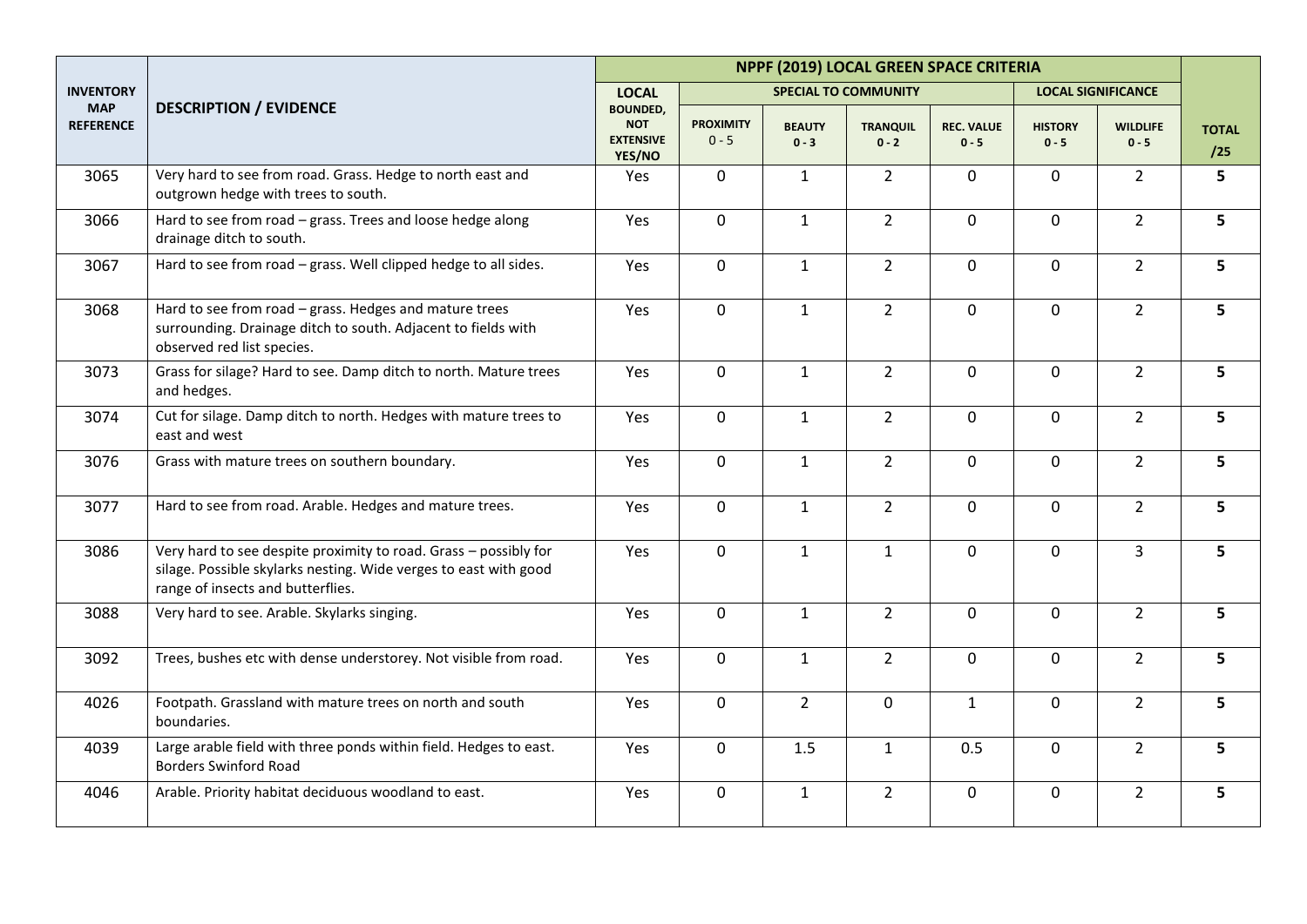| INVENTORY MAP REFERENCE | DESCRIPTION / EVIDENCE | NPPF (2019) LOCAL GREEN SPACE CRITERIA | | | | | | | |
|---|---|---|---|---|---|---|---|---|---|
| | | LOCAL | SPECIAL TO COMMUNITY | | | | LOCAL SIGNIFICANCE | | |
| | | BOUNDED, NOT EXTENSIVE YES/NO | PROXIMITY 0 - 5 | BEAUTY 0 - 3 | TRANQUIL 0 - 2 | REC. VALUE 0 - 5 | HISTORY 0 - 5 | WILDLIFE 0 - 5 | TOTAL /25 |
| 3065 | Very hard to see from road. Grass. Hedge to north east and outgrown hedge with trees to south. | Yes | 0 | 1 | 2 | 0 | 0 | 2 | **5** |
| 3066 | Hard to see from road – grass. Trees and loose hedge along drainage ditch to south. | Yes | 0 | 1 | 2 | 0 | 0 | 2 | **5** |
| 3067 | Hard to see from road – grass. Well clipped hedge to all sides. | Yes | 0 | 1 | 2 | 0 | 0 | 2 | **5** |
| 3068 | Hard to see from road – grass. Hedges and mature trees surrounding. Drainage ditch to south. Adjacent to fields with observed red list species. | Yes | 0 | 1 | 2 | 0 | 0 | 2 | **5** |
| 3073 | Grass for silage? Hard to see. Damp ditch to north. Mature trees and hedges. | Yes | 0 | 1 | 2 | 0 | 0 | 2 | **5** |
| 3074 | Cut for silage. Damp ditch to north. Hedges with mature trees to east and west | Yes | 0 | 1 | 2 | 0 | 0 | 2 | **5** |
| 3076 | Grass with mature trees on southern boundary. | Yes | 0 | 1 | 2 | 0 | 0 | 2 | **5** |
| 3077 | Hard to see from road. Arable. Hedges and mature trees. | Yes | 0 | 1 | 2 | 0 | 0 | 2 | **5** |
| 3086 | Very hard to see despite proximity to road. Grass – possibly for silage. Possible skylarks nesting. Wide verges to east with good range of insects and butterflies. | Yes | 0 | 1 | 1 | 0 | 0 | 3 | **5** |
| 3088 | Very hard to see. Arable. Skylarks singing. | Yes | 0 | 1 | 2 | 0 | 0 | 2 | **5** |
| 3092 | Trees, bushes etc with dense understorey. Not visible from road. | Yes | 0 | 1 | 2 | 0 | 0 | 2 | **5** |
| 4026 | Footpath. Grassland with mature trees on north and south boundaries. | Yes | 0 | 2 | 0 | 1 | 0 | 2 | **5** |
| 4039 | Large arable field with three ponds within field. Hedges to east. Borders Swinford Road | Yes | 0 | 1.5 | 1 | 0.5 | 0 | 2 | **5** |
| 4046 | Arable. Priority habitat deciduous woodland to east. | Yes | 0 | 1 | 2 | 0 | 0 | 2 | **5** |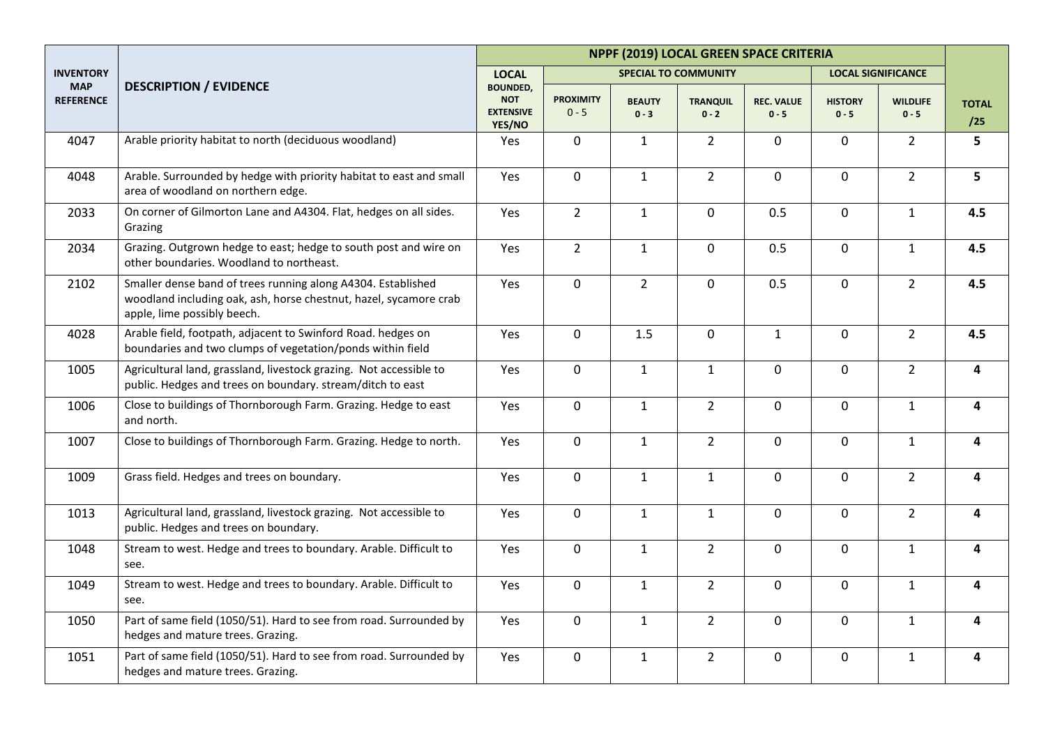| INVENTORY MAP REFERENCE | DESCRIPTION / EVIDENCE | NPPF (2019) LOCAL GREEN SPACE CRITERIA | | | | | | | |
|---|---|---|---|---|---|---|---|---|---|
| | | LOCAL | SPECIAL TO COMMUNITY | | | | LOCAL SIGNIFICANCE | | |
| | | BOUNDED, NOT EXTENSIVE YES/NO | PROXIMITY 0 - 5 | BEAUTY 0 - 3 | TRANQUIL 0 - 2 | REC. VALUE 0 - 5 | HISTORY 0 - 5 | WILDLIFE 0 - 5 | TOTAL /25 |
| 4047 | Arable priority habitat to north (deciduous woodland) | Yes | 0 | 1 | 2 | 0 | 0 | 2 | **5** |
| 4048 | Arable. Surrounded by hedge with priority habitat to east and small area of woodland on northern edge. | Yes | 0 | 1 | 2 | 0 | 0 | 2 | **5** |
| 2033 | On corner of Gilmorton Lane and A4304. Flat, hedges on all sides. Grazing | Yes | 2 | 1 | 0 | 0.5 | 0 | 1 | **4.5** |
| 2034 | Grazing. Outgrown hedge to east; hedge to south post and wire on other boundaries. Woodland to northeast. | Yes | 2 | 1 | 0 | 0.5 | 0 | 1 | **4.5** |
| 2102 | Smaller dense band of trees running along A4304. Established woodland including oak, ash, horse chestnut, hazel, sycamore crab apple, lime possibly beech. | Yes | 0 | 2 | 0 | 0.5 | 0 | 2 | **4.5** |
| 4028 | Arable field, footpath, adjacent to Swinford Road. hedges on boundaries and two clumps of vegetation/ponds within field | Yes | 0 | 1.5 | 0 | 1 | 0 | 2 | **4.5** |
| 1005 | Agricultural land, grassland, livestock grazing. Not accessible to public. Hedges and trees on boundary. stream/ditch to east | Yes | 0 | 1 | 1 | 0 | 0 | 2 | **4** |
| 1006 | Close to buildings of Thornborough Farm. Grazing. Hedge to east and north. | Yes | 0 | 1 | 2 | 0 | 0 | 1 | **4** |
| 1007 | Close to buildings of Thornborough Farm. Grazing. Hedge to north. | Yes | 0 | 1 | 2 | 0 | 0 | 1 | **4** |
| 1009 | Grass field. Hedges and trees on boundary. | Yes | 0 | 1 | 1 | 0 | 0 | 2 | **4** |
| 1013 | Agricultural land, grassland, livestock grazing. Not accessible to public. Hedges and trees on boundary. | Yes | 0 | 1 | 1 | 0 | 0 | 2 | **4** |
| 1048 | Stream to west. Hedge and trees to boundary. Arable. Difficult to see. | Yes | 0 | 1 | 2 | 0 | 0 | 1 | **4** |
| 1049 | Stream to west. Hedge and trees to boundary. Arable. Difficult to see. | Yes | 0 | 1 | 2 | 0 | 0 | 1 | **4** |
| 1050 | Part of same field (1050/51). Hard to see from road. Surrounded by hedges and mature trees. Grazing. | Yes | 0 | 1 | 2 | 0 | 0 | 1 | **4** |
| 1051 | Part of same field (1050/51). Hard to see from road. Surrounded by hedges and mature trees. Grazing. | Yes | 0 | 1 | 2 | 0 | 0 | 1 | **4** |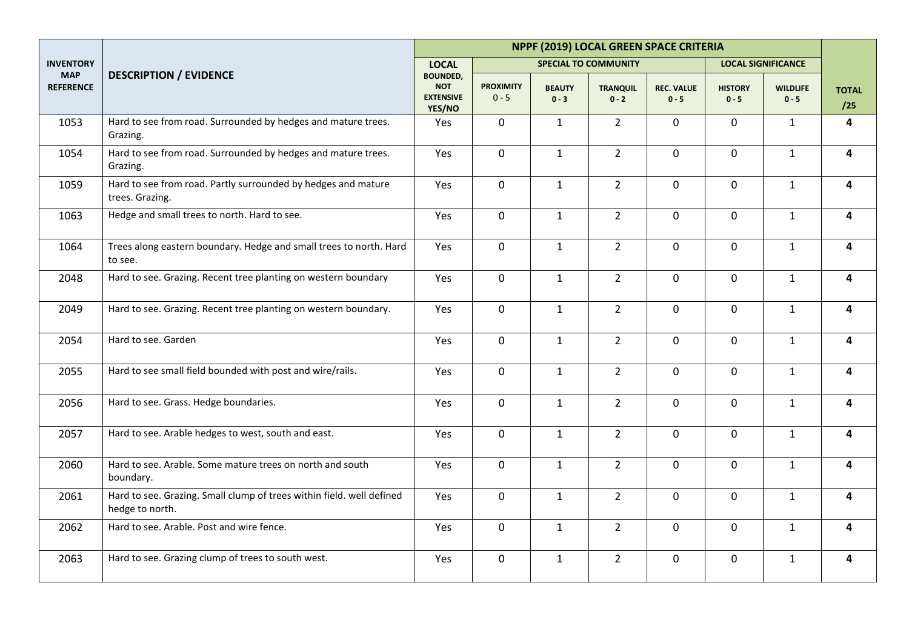| INVENTORY MAP REFERENCE | DESCRIPTION / EVIDENCE | NPPF (2019) LOCAL GREEN SPACE CRITERIA | | | | | | | TOTAL /25 |
|---|---|---|---|---|---|---|---|---|---|
| | | LOCAL | SPECIAL TO COMMUNITY | | | | LOCAL SIGNIFICANCE | | |
| | | BOUNDED, NOT EXTENSIVE YES/NO | PROXIMITY 0 - 5 | BEAUTY 0 - 3 | TRANQUIL 0 - 2 | REC. VALUE 0 - 5 | HISTORY 0 - 5 | WILDLIFE 0 - 5 | |
| 1053 | Hard to see from road. Surrounded by hedges and mature trees. Grazing. | Yes | 0 | 1 | 2 | 0 | 0 | 1 | **4** |
| 1054 | Hard to see from road. Surrounded by hedges and mature trees. Grazing. | Yes | 0 | 1 | 2 | 0 | 0 | 1 | **4** |
| 1059 | Hard to see from road. Partly surrounded by hedges and mature trees. Grazing. | Yes | 0 | 1 | 2 | 0 | 0 | 1 | **4** |
| 1063 | Hedge and small trees to north. Hard to see. | Yes | 0 | 1 | 2 | 0 | 0 | 1 | **4** |
| 1064 | Trees along eastern boundary. Hedge and small trees to north. Hard to see. | Yes | 0 | 1 | 2 | 0 | 0 | 1 | **4** |
| 2048 | Hard to see. Grazing. Recent tree planting on western boundary | Yes | 0 | 1 | 2 | 0 | 0 | 1 | **4** |
| 2049 | Hard to see. Grazing. Recent tree planting on western boundary. | Yes | 0 | 1 | 2 | 0 | 0 | 1 | **4** |
| 2054 | Hard to see. Garden | Yes | 0 | 1 | 2 | 0 | 0 | 1 | **4** |
| 2055 | Hard to see small field bounded with post and wire/rails. | Yes | 0 | 1 | 2 | 0 | 0 | 1 | **4** |
| 2056 | Hard to see. Grass. Hedge boundaries. | Yes | 0 | 1 | 2 | 0 | 0 | 1 | **4** |
| 2057 | Hard to see. Arable hedges to west, south and east. | Yes | 0 | 1 | 2 | 0 | 0 | 1 | **4** |
| 2060 | Hard to see. Arable. Some mature trees on north and south boundary. | Yes | 0 | 1 | 2 | 0 | 0 | 1 | **4** |
| 2061 | Hard to see. Grazing. Small clump of trees within field. well defined hedge to north. | Yes | 0 | 1 | 2 | 0 | 0 | 1 | **4** |
| 2062 | Hard to see. Arable. Post and wire fence. | Yes | 0 | 1 | 2 | 0 | 0 | 1 | **4** |
| 2063 | Hard to see. Grazing clump of trees to south west. | Yes | 0 | 1 | 2 | 0 | 0 | 1 | **4** |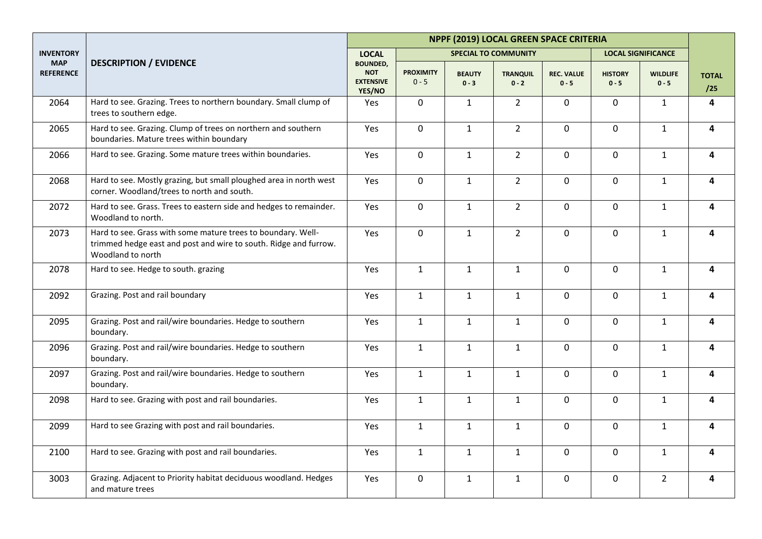| INVENTORY MAP REFERENCE | DESCRIPTION / EVIDENCE | NPPF (2019) LOCAL GREEN SPACE CRITERIA | | | | | | | TOTAL /25 |
|---|---|---|---|---|---|---|---|---|---|
| | | LOCAL | SPECIAL TO COMMUNITY | | | | LOCAL SIGNIFICANCE | | |
| | | BOUNDED, NOT EXTENSIVE YES/NO | PROXIMITY 0 - 5 | BEAUTY 0 - 3 | TRANQUIL 0 - 2 | REC. VALUE 0 - 5 | HISTORY 0 - 5 | WILDLIFE 0 - 5 | |
| 2064 | Hard to see. Grazing. Trees to northern boundary. Small clump of trees to southern edge. | Yes | 0 | 1 | 2 | 0 | 0 | 1 | **4** |
| 2065 | Hard to see. Grazing. Clump of trees on northern and southern boundaries. Mature trees within boundary | Yes | 0 | 1 | 2 | 0 | 0 | 1 | **4** |
| 2066 | Hard to see. Grazing. Some mature trees within boundaries. | Yes | 0 | 1 | 2 | 0 | 0 | 1 | **4** |
| 2068 | Hard to see. Mostly grazing, but small ploughed area in north west corner. Woodland/trees to north and south. | Yes | 0 | 1 | 2 | 0 | 0 | 1 | **4** |
| 2072 | Hard to see. Grass. Trees to eastern side and hedges to remainder. Woodland to north. | Yes | 0 | 1 | 2 | 0 | 0 | 1 | **4** |
| 2073 | Hard to see. Grass with some mature trees to boundary. Well-trimmed hedge east and post and wire to south. Ridge and furrow. Woodland to north | Yes | 0 | 1 | 2 | 0 | 0 | 1 | **4** |
| 2078 | Hard to see. Hedge to south. grazing | Yes | 1 | 1 | 1 | 0 | 0 | 1 | **4** |
| 2092 | Grazing. Post and rail boundary | Yes | 1 | 1 | 1 | 0 | 0 | 1 | **4** |
| 2095 | Grazing. Post and rail/wire boundaries. Hedge to southern boundary. | Yes | 1 | 1 | 1 | 0 | 0 | 1 | **4** |
| 2096 | Grazing. Post and rail/wire boundaries. Hedge to southern boundary. | Yes | 1 | 1 | 1 | 0 | 0 | 1 | **4** |
| 2097 | Grazing. Post and rail/wire boundaries. Hedge to southern boundary. | Yes | 1 | 1 | 1 | 0 | 0 | 1 | **4** |
| 2098 | Hard to see. Grazing with post and rail boundaries. | Yes | 1 | 1 | 1 | 0 | 0 | 1 | **4** |
| 2099 | Hard to see Grazing with post and rail boundaries. | Yes | 1 | 1 | 1 | 0 | 0 | 1 | **4** |
| 2100 | Hard to see. Grazing with post and rail boundaries. | Yes | 1 | 1 | 1 | 0 | 0 | 1 | **4** |
| 3003 | Grazing. Adjacent to Priority habitat deciduous woodland. Hedges and mature trees | Yes | 0 | 1 | 1 | 0 | 0 | 2 | **4** |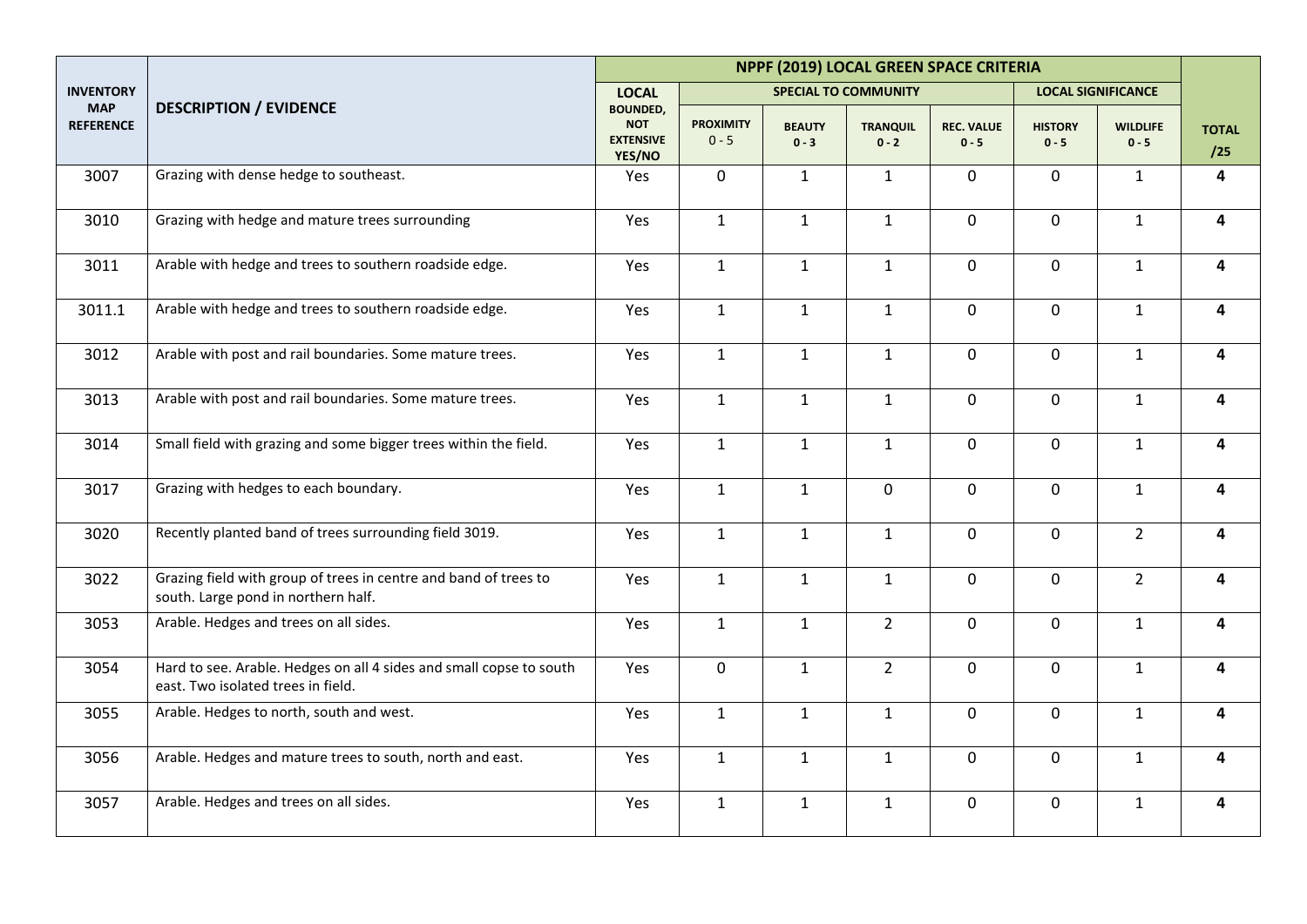| INVENTORY MAP REFERENCE | DESCRIPTION / EVIDENCE | NPPF (2019) LOCAL GREEN SPACE CRITERIA | | | | | | | |
|---|---|---|---|---|---|---|---|---|---|
| | | LOCAL | SPECIAL TO COMMUNITY | | | | LOCAL SIGNIFICANCE | | |
| | | BOUNDED, NOT EXTENSIVE YES/NO | PROXIMITY 0 - 5 | BEAUTY 0 - 3 | TRANQUIL 0 - 2 | REC. VALUE 0 - 5 | HISTORY 0 - 5 | WILDLIFE 0 - 5 | TOTAL /25 |
| 3007 | Grazing with dense hedge to southeast. | Yes | 0 | 1 | 1 | 0 | 0 | 1 | **4** |
| 3010 | Grazing with hedge and mature trees surrounding | Yes | 1 | 1 | 1 | 0 | 0 | 1 | **4** |
| 3011 | Arable with hedge and trees to southern roadside edge. | Yes | 1 | 1 | 1 | 0 | 0 | 1 | **4** |
| 3011.1 | Arable with hedge and trees to southern roadside edge. | Yes | 1 | 1 | 1 | 0 | 0 | 1 | **4** |
| 3012 | Arable with post and rail boundaries. Some mature trees. | Yes | 1 | 1 | 1 | 0 | 0 | 1 | **4** |
| 3013 | Arable with post and rail boundaries. Some mature trees. | Yes | 1 | 1 | 1 | 0 | 0 | 1 | **4** |
| 3014 | Small field with grazing and some bigger trees within the field. | Yes | 1 | 1 | 1 | 0 | 0 | 1 | **4** |
| 3017 | Grazing with hedges to each boundary. | Yes | 1 | 1 | 0 | 0 | 0 | 1 | **4** |
| 3020 | Recently planted band of trees surrounding field 3019. | Yes | 1 | 1 | 1 | 0 | 0 | 2 | **4** |
| 3022 | Grazing field with group of trees in centre and band of trees to south. Large pond in northern half. | Yes | 1 | 1 | 1 | 0 | 0 | 2 | **4** |
| 3053 | Arable. Hedges and trees on all sides. | Yes | 1 | 1 | 2 | 0 | 0 | 1 | **4** |
| 3054 | Hard to see. Arable. Hedges on all 4 sides and small copse to south east. Two isolated trees in field. | Yes | 0 | 1 | 2 | 0 | 0 | 1 | **4** |
| 3055 | Arable. Hedges to north, south and west. | Yes | 1 | 1 | 1 | 0 | 0 | 1 | **4** |
| 3056 | Arable. Hedges and mature trees to south, north and east. | Yes | 1 | 1 | 1 | 0 | 0 | 1 | **4** |
| 3057 | Arable. Hedges and trees on all sides. | Yes | 1 | 1 | 1 | 0 | 0 | 1 | **4** |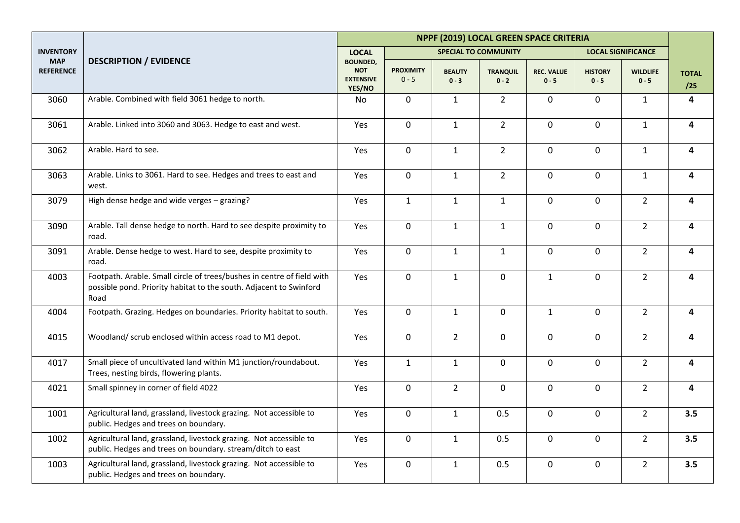| INVENTORY MAP REFERENCE | DESCRIPTION / EVIDENCE | NPPF (2019) LOCAL GREEN SPACE CRITERIA | | | | | | | TOTAL /25 |
|---|---|---|---|---|---|---|---|---|---|
| | | LOCAL | SPECIAL TO COMMUNITY | | | | LOCAL SIGNIFICANCE | | |
| | | BOUNDED, NOT EXTENSIVE YES/NO | PROXIMITY 0 - 5 | BEAUTY 0 - 3 | TRANQUIL 0 - 2 | REC. VALUE 0 - 5 | HISTORY 0 - 5 | WILDLIFE 0 - 5 | |
| 3060 | Arable. Combined with field 3061 hedge to north. | No | 0 | 1 | 2 | 0 | 0 | 1 | **4** |
| 3061 | Arable. Linked into 3060 and 3063. Hedge to east and west. | Yes | 0 | 1 | 2 | 0 | 0 | 1 | **4** |
| 3062 | Arable. Hard to see. | Yes | 0 | 1 | 2 | 0 | 0 | 1 | **4** |
| 3063 | Arable. Links to 3061. Hard to see. Hedges and trees to east and west. | Yes | 0 | 1 | 2 | 0 | 0 | 1 | **4** |
| 3079 | High dense hedge and wide verges – grazing? | Yes | 1 | 1 | 1 | 0 | 0 | 2 | **4** |
| 3090 | Arable. Tall dense hedge to north. Hard to see despite proximity to road. | Yes | 0 | 1 | 1 | 0 | 0 | 2 | **4** |
| 3091 | Arable. Dense hedge to west. Hard to see, despite proximity to road. | Yes | 0 | 1 | 1 | 0 | 0 | 2 | **4** |
| 4003 | Footpath. Arable. Small circle of trees/bushes in centre of field with possible pond. Priority habitat to the south. Adjacent to Swinford Road | Yes | 0 | 1 | 0 | 1 | 0 | 2 | **4** |
| 4004 | Footpath. Grazing. Hedges on boundaries. Priority habitat to south. | Yes | 0 | 1 | 0 | 1 | 0 | 2 | **4** |
| 4015 | Woodland/ scrub enclosed within access road to M1 depot. | Yes | 0 | 2 | 0 | 0 | 0 | 2 | **4** |
| 4017 | Small piece of uncultivated land within M1 junction/roundabout. Trees, nesting birds, flowering plants. | Yes | 1 | 1 | 0 | 0 | 0 | 2 | **4** |
| 4021 | Small spinney in corner of field 4022 | Yes | 0 | 2 | 0 | 0 | 0 | 2 | **4** |
| 1001 | Agricultural land, grassland, livestock grazing. Not accessible to public. Hedges and trees on boundary. | Yes | 0 | 1 | 0.5 | 0 | 0 | 2 | **3.5** |
| 1002 | Agricultural land, grassland, livestock grazing. Not accessible to public. Hedges and trees on boundary. stream/ditch to east | Yes | 0 | 1 | 0.5 | 0 | 0 | 2 | **3.5** |
| 1003 | Agricultural land, grassland, livestock grazing. Not accessible to public. Hedges and trees on boundary. | Yes | 0 | 1 | 0.5 | 0 | 0 | 2 | **3.5** |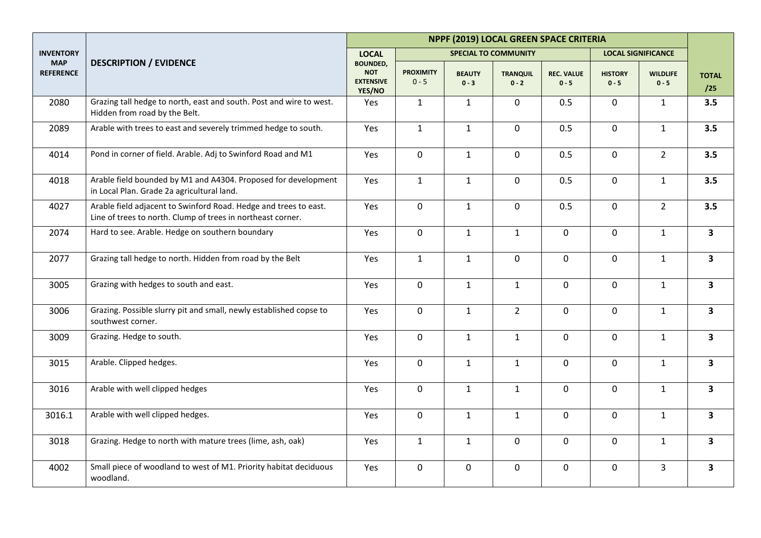| INVENTORY MAP REFERENCE | DESCRIPTION / EVIDENCE | NPPF (2019) LOCAL GREEN SPACE CRITERIA | | | | | | | TOTAL /25 |
|---|---|---|---|---|---|---|---|---|---|
| | | LOCAL | SPECIAL TO COMMUNITY | | | | LOCAL SIGNIFICANCE | | |
| | | BOUNDED, NOT EXTENSIVE YES/NO | PROXIMITY 0 - 5 | BEAUTY 0 - 3 | TRANQUIL 0 - 2 | REC. VALUE 0 - 5 | HISTORY 0 - 5 | WILDLIFE 0 - 5 | |
| 2080 | Grazing tall hedge to north, east and south. Post and wire to west. Hidden from road by the Belt. | Yes | 1 | 1 | 0 | 0.5 | 0 | 1 | **3.5** |
| 2089 | Arable with trees to east and severely trimmed hedge to south. | Yes | 1 | 1 | 0 | 0.5 | 0 | 1 | **3.5** |
| 4014 | Pond in corner of field. Arable. Adj to Swinford Road and M1 | Yes | 0 | 1 | 0 | 0.5 | 0 | 2 | **3.5** |
| 4018 | Arable field bounded by M1 and A4304. Proposed for development in Local Plan. Grade 2a agricultural land. | Yes | 1 | 1 | 0 | 0.5 | 0 | 1 | **3.5** |
| 4027 | Arable field adjacent to Swinford Road. Hedge and trees to east. Line of trees to north. Clump of trees in northeast corner. | Yes | 0 | 1 | 0 | 0.5 | 0 | 2 | **3.5** |
| 2074 | Hard to see. Arable. Hedge on southern boundary | Yes | 0 | 1 | 1 | 0 | 0 | 1 | **3** |
| 2077 | Grazing tall hedge to north. Hidden from road by the Belt | Yes | 1 | 1 | 0 | 0 | 0 | 1 | **3** |
| 3005 | Grazing with hedges to south and east. | Yes | 0 | 1 | 1 | 0 | 0 | 1 | **3** |
| 3006 | Grazing. Possible slurry pit and small, newly established copse to southwest corner. | Yes | 0 | 1 | 2 | 0 | 0 | 1 | **3** |
| 3009 | Grazing. Hedge to south. | Yes | 0 | 1 | 1 | 0 | 0 | 1 | **3** |
| 3015 | Arable. Clipped hedges. | Yes | 0 | 1 | 1 | 0 | 0 | 1 | **3** |
| 3016 | Arable with well clipped hedges | Yes | 0 | 1 | 1 | 0 | 0 | 1 | **3** |
| 3016.1 | Arable with well clipped hedges. | Yes | 0 | 1 | 1 | 0 | 0 | 1 | **3** |
| 3018 | Grazing. Hedge to north with mature trees (lime, ash, oak) | Yes | 1 | 1 | 0 | 0 | 0 | 1 | **3** |
| 4002 | Small piece of woodland to west of M1. Priority habitat deciduous woodland. | Yes | 0 | 0 | 0 | 0 | 0 | 3 | **3** |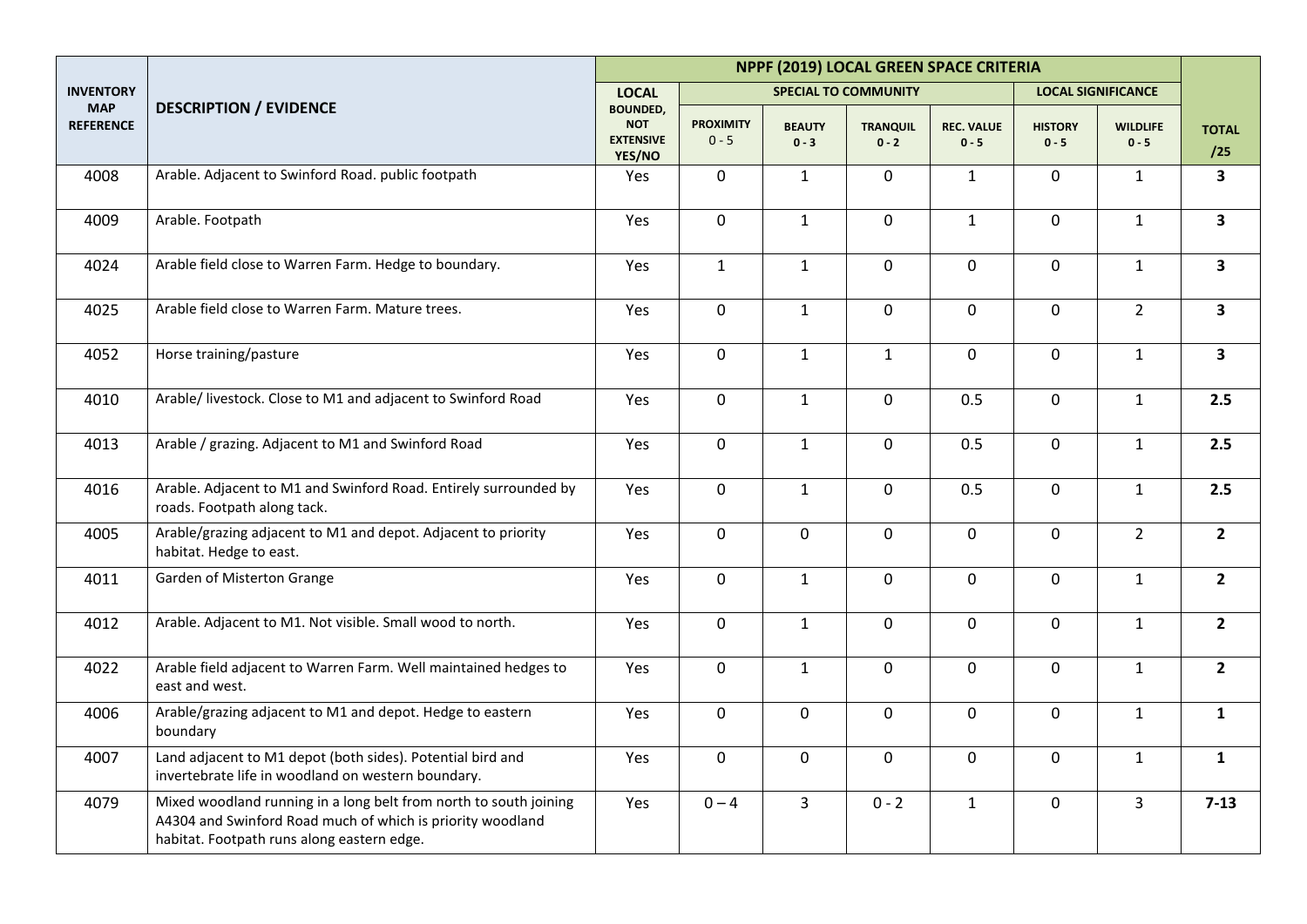| INVENTORY MAP REFERENCE | DESCRIPTION / EVIDENCE | NPPF (2019) LOCAL GREEN SPACE CRITERIA | | | | | | | |
|---|---|---|---|---|---|---|---|---|---|
| | | LOCAL | SPECIAL TO COMMUNITY | | | | LOCAL SIGNIFICANCE | | |
| | | BOUNDED, NOT EXTENSIVE YES/NO | PROXIMITY 0 - 5 | BEAUTY 0 - 3 | TRANQUIL 0 - 2 | REC. VALUE 0 - 5 | HISTORY 0 - 5 | WILDLIFE 0 - 5 | TOTAL /25 |
| 4008 | Arable. Adjacent to Swinford Road. public footpath | Yes | 0 | 1 | 0 | 1 | 0 | 1 | **3** |
| 4009 | Arable. Footpath | Yes | 0 | 1 | 0 | 1 | 0 | 1 | **3** |
| 4024 | Arable field close to Warren Farm. Hedge to boundary. | Yes | 1 | 1 | 0 | 0 | 0 | 1 | **3** |
| 4025 | Arable field close to Warren Farm. Mature trees. | Yes | 0 | 1 | 0 | 0 | 0 | 2 | **3** |
| 4052 | Horse training/pasture | Yes | 0 | 1 | 1 | 0 | 0 | 1 | **3** |
| 4010 | Arable/ livestock. Close to M1 and adjacent to Swinford Road | Yes | 0 | 1 | 0 | 0.5 | 0 | 1 | **2.5** |
| 4013 | Arable / grazing. Adjacent to M1 and Swinford Road | Yes | 0 | 1 | 0 | 0.5 | 0 | 1 | **2.5** |
| 4016 | Arable. Adjacent to M1 and Swinford Road. Entirely surrounded by roads. Footpath along tack. | Yes | 0 | 1 | 0 | 0.5 | 0 | 1 | **2.5** |
| 4005 | Arable/grazing adjacent to M1 and depot. Adjacent to priority habitat. Hedge to east. | Yes | 0 | 0 | 0 | 0 | 0 | 2 | **2** |
| 4011 | Garden of Misterton Grange | Yes | 0 | 1 | 0 | 0 | 0 | 1 | **2** |
| 4012 | Arable. Adjacent to M1. Not visible. Small wood to north. | Yes | 0 | 1 | 0 | 0 | 0 | 1 | **2** |
| 4022 | Arable field adjacent to Warren Farm. Well maintained hedges to east and west. | Yes | 0 | 1 | 0 | 0 | 0 | 1 | **2** |
| 4006 | Arable/grazing adjacent to M1 and depot. Hedge to eastern boundary | Yes | 0 | 0 | 0 | 0 | 0 | 1 | **1** |
| 4007 | Land adjacent to M1 depot (both sides). Potential bird and invertebrate life in woodland on western boundary. | Yes | 0 | 0 | 0 | 0 | 0 | 1 | **1** |
| 4079 | Mixed woodland running in a long belt from north to south joining A4304 and Swinford Road much of which is priority woodland habitat. Footpath runs along eastern edge. | Yes | 0 – 4 | 3 | 0 - 2 | 1 | 0 | 3 | **7-13** |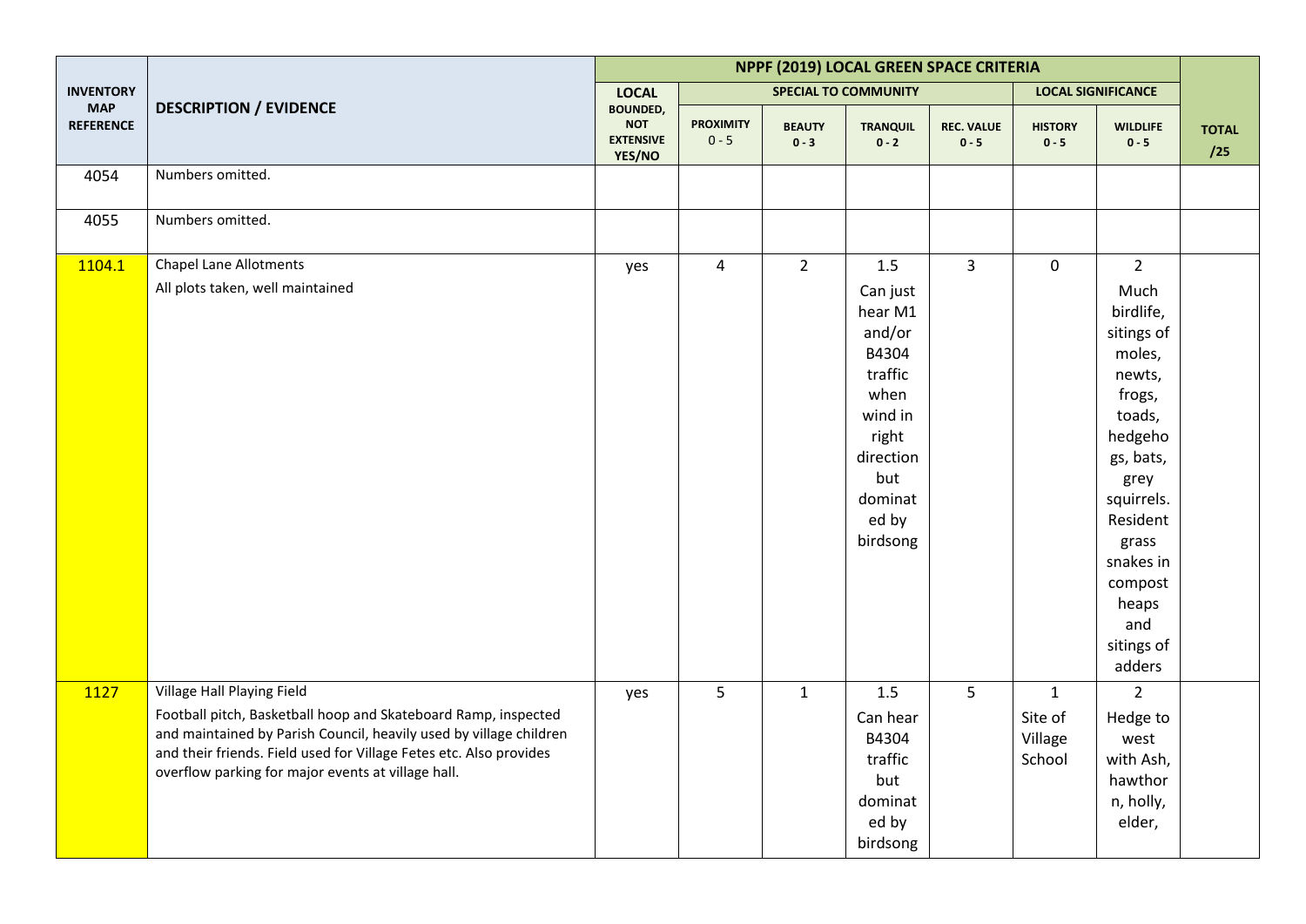| INVENTORY MAP REFERENCE | DESCRIPTION / EVIDENCE | NPPF (2019) LOCAL GREEN SPACE CRITERIA | | | | | | | |
|---|---|---|---|---|---|---|---|---|---|
| | | LOCAL | SPECIAL TO COMMUNITY | | | | LOCAL SIGNIFICANCE | | |
| | | BOUNDED, NOT EXTENSIVE YES/NO | PROXIMITY 0 - 5 | BEAUTY 0 - 3 | TRANQUIL 0 - 2 | REC. VALUE 0 - 5 | HISTORY 0 - 5 | WILDLIFE 0 - 5 | TOTAL /25 |
| 4054 | Numbers omitted. | | | | | | | | |
| 4055 | Numbers omitted. | | | | | | | | |
| 1104.1 | Chapel Lane Allotments<br>All plots taken, well maintained | yes | 4 | 2 | 1.5<br>Can just hear M1 and/or B4304 traffic when wind in right direction but dominated by birdsong | 3 | 0 | 2<br>Much birdlife, sitings of moles, newts, frogs, toads, hedgehogs, bats, grey squirrels. Resident grass snakes in compost heaps and sitings of adders | |
| 1127 | Village Hall Playing Field<br>Football pitch, Basketball hoop and Skateboard Ramp, inspected and maintained by Parish Council, heavily used by village children and their friends. Field used for Village Fetes etc. Also provides overflow parking for major events at village hall. | yes | 5 | 1 | 1.5<br>Can hear B4304 traffic but dominated by birdsong | 5 | 1<br>Site of Village School | 2<br>Hedge to west with Ash, hawthorn, holly, elder, | |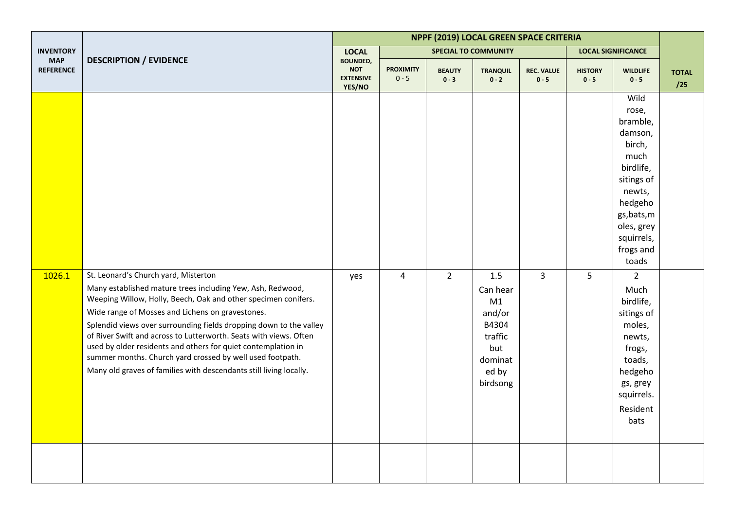| INVENTORY MAP REFERENCE | DESCRIPTION / EVIDENCE | NPPF (2019) LOCAL GREEN SPACE CRITERIA | | | | | | | TOTAL /25 |
|---|---|---|---|---|---|---|---|---|---|
| | | LOCAL | SPECIAL TO COMMUNITY | | | | LOCAL SIGNIFICANCE | | |
| | | BOUNDED, NOT EXTENSIVE YES/NO | PROXIMITY 0 - 5 | BEAUTY 0 - 3 | TRANQUIL 0 - 2 | REC. VALUE 0 - 5 | HISTORY 0 - 5 | WILDLIFE 0 - 5 | |
| | | | | | | | | Wild rose, bramble, damson, birch, much birdlife, sitings of newts, hedgehogs,bats,moles, grey squirrels, frogs and toads | |
| 1026.1 | St. Leonard's Church yard, Misterton<br>Many established mature trees including Yew, Ash, Redwood, Weeping Willow, Holly, Beech, Oak and other specimen conifers.<br>Wide range of Mosses and Lichens on gravestones.<br>Splendid views over surrounding fields dropping down to the valley of River Swift and across to Lutterworth. Seats with views. Often used by older residents and others for quiet contemplation in summer months. Church yard crossed by well used footpath.<br>Many old graves of families with descendants still living locally. | yes | 4 | 2 | 1.5<br>Can hear M1 and/or B4304 traffic but dominated by birdsong | 3 | 5 | 2<br>Much birdlife, sitings of moles, newts, frogs, toads, hedgehogs, grey squirrels.<br>Resident bats | |
| | | | | | | | | | |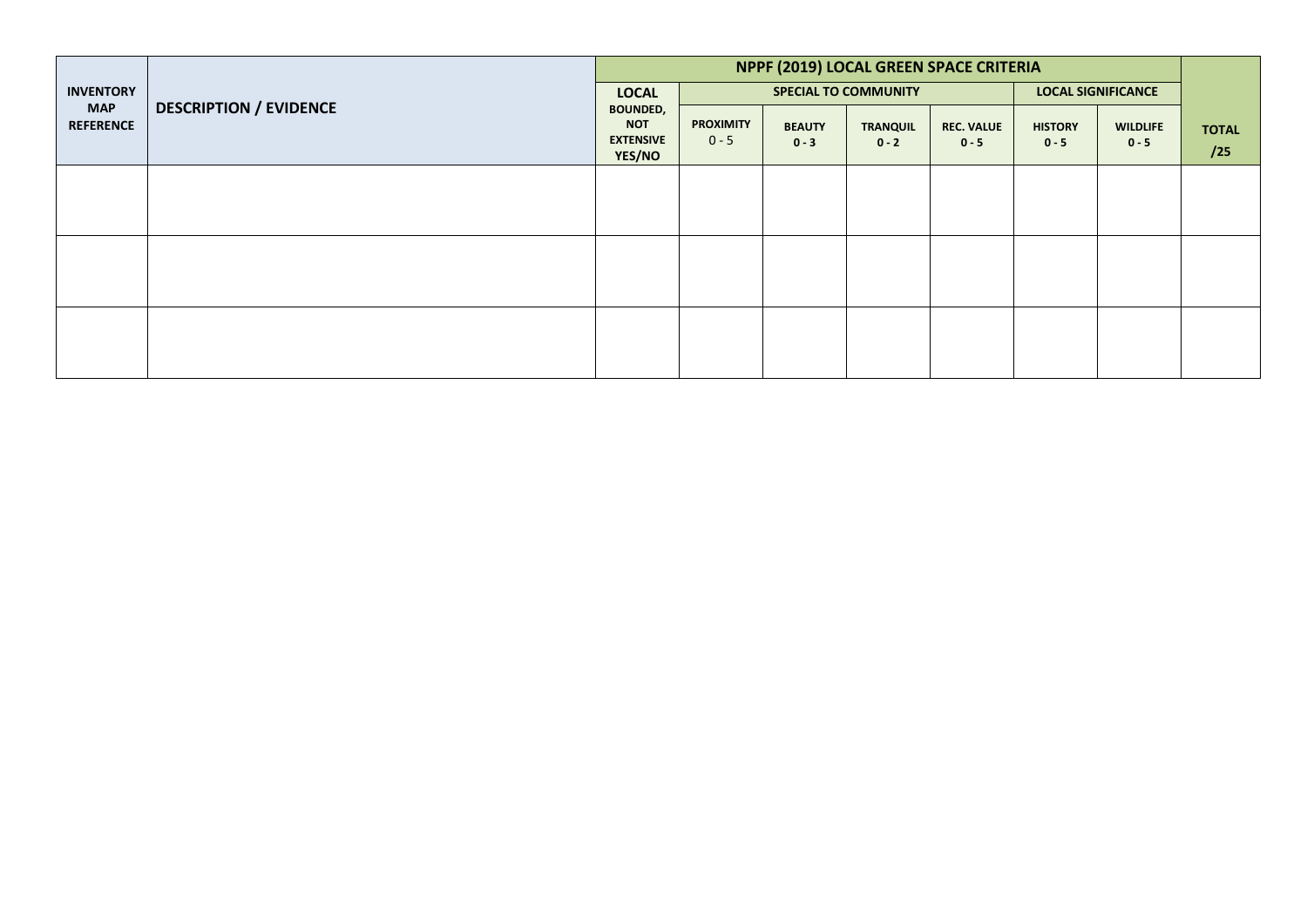| INVENTORY MAP REFERENCE | DESCRIPTION / EVIDENCE | NPPF (2019) LOCAL GREEN SPACE CRITERIA | | | | | | | TOTAL /25 |
|---|---|---|---|---|---|---|---|---|---|
| | | LOCAL | SPECIAL TO COMMUNITY | | | | LOCAL SIGNIFICANCE | | |
| | | BOUNDED, NOT EXTENSIVE YES/NO | PROXIMITY 0 - 5 | BEAUTY 0 - 3 | TRANQUIL 0 - 2 | REC. VALUE 0 - 5 | HISTORY 0 - 5 | WILDLIFE 0 - 5 | |
| | | | | | | | | | |
| | | | | | | | | | |
| | | | | | | | | | |